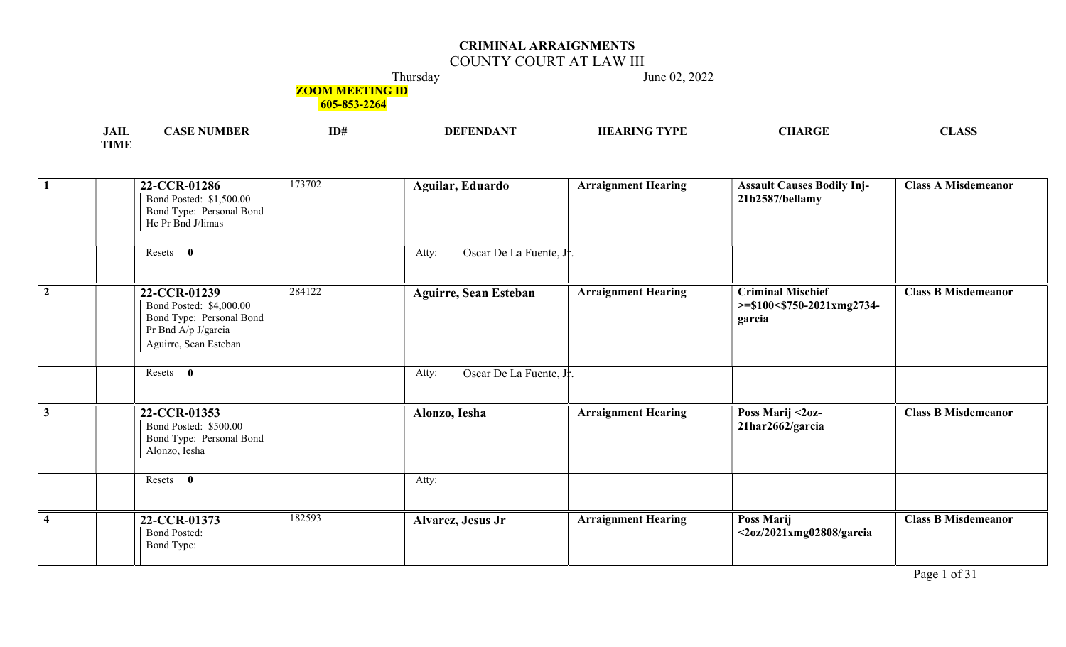# CRIMINAL ARRAIGNMENTS

## COUNTY COURT AT LAW III

Thursday June 02, 2022

**ZOOM MEETING ID**
**605-853-2264**

| | JAIL TIME | CASE NUMBER | ID# | DEFENDANT | HEARING TYPE | CHARGE | CLASS |
|---|---|---|---|---|---|---|---|
| **1** | | **22-CCR-01286** Bond Posted: $1,500.00 Bond Type: Personal Bond Hc Pr Bnd J/limas | 173702 | **Aguilar, Eduardo** | **Arraignment Hearing** | **Assault Causes Bodily Inj-21b2587/bellamy** | **Class A Misdemeanor** |
| | | Resets **0** | | Atty: Oscar De La Fuente, Jr. | | | |
| **2** | | **22-CCR-01239** Bond Posted: $4,000.00 Bond Type: Personal Bond Pr Bnd A/p J/garcia Aguirre, Sean Esteban | 284122 | **Aguirre, Sean Esteban** | **Arraignment Hearing** | **Criminal Mischief >=$100<$750-2021xmg2734-garcia** | **Class B Misdemeanor** |
| | | Resets **0** | | Atty: Oscar De La Fuente, Jr. | | | |
| **3** | | **22-CCR-01353** Bond Posted: $500.00 Bond Type: Personal Bond Alonzo, Iesha | | **Alonzo, Iesha** | **Arraignment Hearing** | **Poss Marij <2oz-21har2662/garcia** | **Class B Misdemeanor** |
| | | Resets **0** | | Atty: | | | |
| **4** | | **22-CCR-01373** Bond Posted: Bond Type: | 182593 | **Alvarez, Jesus Jr** | **Arraignment Hearing** | **Poss Marij <2oz/2021xmg02808/garcia** | **Class B Misdemeanor** |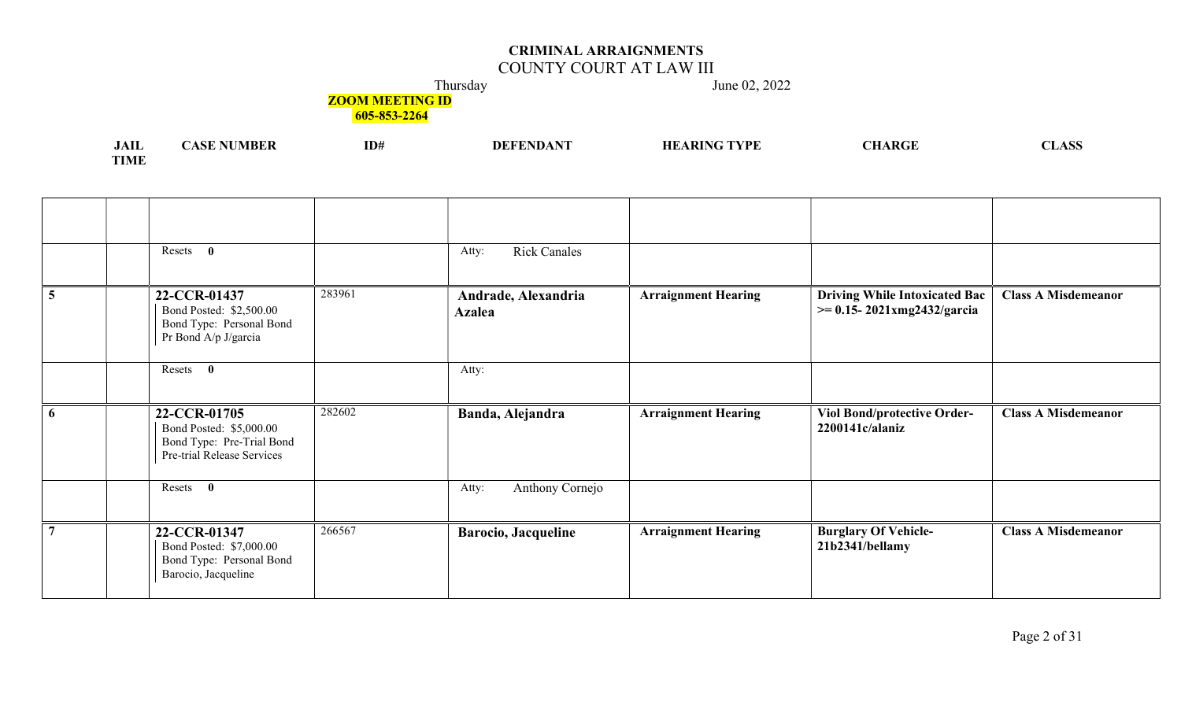# CRIMINAL ARRAIGNMENTS

## COUNTY COURT AT LAW III

Thursday June 02, 2022

**ZOOM MEETING ID**
**605-853-2264**

| JAIL | TIME | CASE NUMBER | ID# | DEFENDANT | HEARING TYPE | CHARGE | CLASS |
|---|---|---|---|---|---|---|---|
| | | | | | | | |
| | | Resets **0** | | Atty: Rick Canales | | | |
| **5** | | **22-CCR-01437**<br>Bond Posted: $2,500.00<br>Bond Type: Personal Bond<br>Pr Bond A/p J/garcia | 283961 | **Andrade, Alexandria Azalea** | **Arraignment Hearing** | **Driving While Intoxicated Bac >= 0.15- 2021xmg2432/garcia** | **Class A Misdemeanor** |
| | | Resets **0** | | Atty: | | | |
| **6** | | **22-CCR-01705**<br>Bond Posted: $5,000.00<br>Bond Type: Pre-Trial Bond<br>Pre-trial Release Services | 282602 | **Banda, Alejandra** | **Arraignment Hearing** | **Viol Bond/protective Order- 2200141c/alaniz** | **Class A Misdemeanor** |
| | | Resets **0** | | Atty: Anthony Cornejo | | | |
| **7** | | **22-CCR-01347**<br>Bond Posted: $7,000.00<br>Bond Type: Personal Bond<br>Barocio, Jacqueline | 266567 | **Barocio, Jacqueline** | **Arraignment Hearing** | **Burglary Of Vehicle- 21b2341/bellamy** | **Class A Misdemeanor** |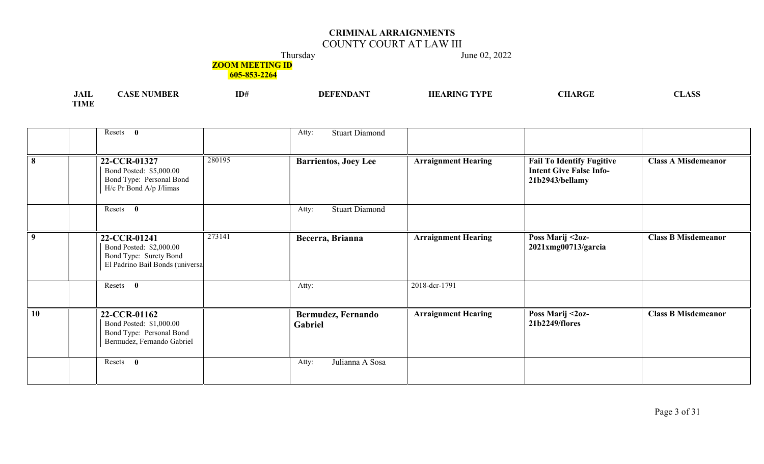# CRIMINAL ARRAIGNMENTS

## COUNTY COURT AT LAW III

Thursday June 02, 2022

**ZOOM MEETING ID**
**605-853-2264**

| | JAIL TIME | CASE NUMBER | ID# | DEFENDANT | HEARING TYPE | CHARGE | CLASS |
|---|---|---|---|---|---|---|---|
| | | Resets **0** | | Atty: Stuart Diamond | | | |
| **8** | | **22-CCR-01327** Bond Posted: $5,000.00 Bond Type: Personal Bond H/c Pr Bond A/p J/limas | 280195 | **Barrientos, Joey Lee** | **Arraignment Hearing** | **Fail To Identify Fugitive Intent Give False Info-21b2943/bellamy** | **Class A Misdemeanor** |
| | | Resets **0** | | Atty: Stuart Diamond | | | |
| **9** | | **22-CCR-01241** Bond Posted: $2,000.00 Bond Type: Surety Bond El Padrino Bail Bonds (universa | 273141 | **Becerra, Brianna** | **Arraignment Hearing** | **Poss Marij <2oz-2021xmg00713/garcia** | **Class B Misdemeanor** |
| | | Resets **0** | | Atty: | 2018-dcr-1791 | | |
| **10** | | **22-CCR-01162** Bond Posted: $1,000.00 Bond Type: Personal Bond Bermudez, Fernando Gabriel | | **Bermudez, Fernando Gabriel** | **Arraignment Hearing** | **Poss Marij <2oz-21b2249/flores** | **Class B Misdemeanor** |
| | | Resets **0** | | Atty: Julianna A Sosa | | | |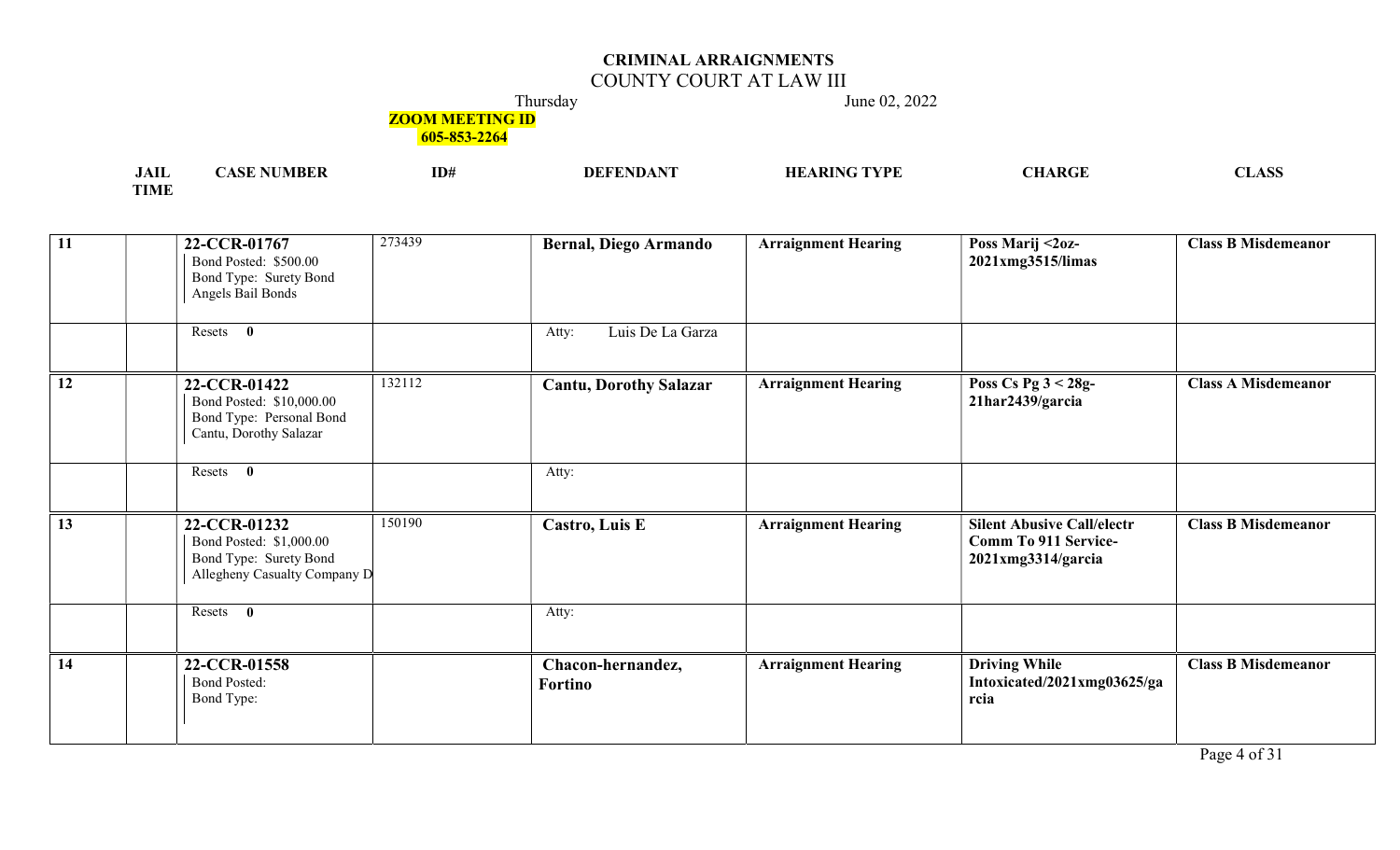# CRIMINAL ARRAIGNMENTS

## COUNTY COURT AT LAW III

Thursday June 02, 2022

**ZOOM MEETING ID 605-853-2264**

| | JAIL TIME | CASE NUMBER | ID# | DEFENDANT | HEARING TYPE | CHARGE | CLASS |
|---|---|---|---|---|---|---|---|
| 11 | | **22-CCR-01767**<br>Bond Posted: $500.00<br>Bond Type: Surety Bond<br>Angels Bail Bonds | 273439 | **Bernal, Diego Armando** | **Arraignment Hearing** | **Poss Marij <2oz-2021xmg3515/limas** | **Class B Misdemeanor** |
| | | Resets **0** | | Atty: Luis De La Garza | | | |
| 12 | | **22-CCR-01422**<br>Bond Posted: $10,000.00<br>Bond Type: Personal Bond<br>Cantu, Dorothy Salazar | 132112 | **Cantu, Dorothy Salazar** | **Arraignment Hearing** | **Poss Cs Pg 3 < 28g-21har2439/garcia** | **Class A Misdemeanor** |
| | | Resets **0** | | Atty: | | | |
| 13 | | **22-CCR-01232**<br>Bond Posted: $1,000.00<br>Bond Type: Surety Bond<br>Allegheny Casualty Company D | 150190 | **Castro, Luis E** | **Arraignment Hearing** | **Silent Abusive Call/electr Comm To 911 Service-2021xmg3314/garcia** | **Class B Misdemeanor** |
| | | Resets **0** | | Atty: | | | |
| 14 | | **22-CCR-01558**<br>Bond Posted:<br>Bond Type: | | **Chacon-hernandez, Fortino** | **Arraignment Hearing** | **Driving While Intoxicated/2021xmg03625/garcia** | **Class B Misdemeanor** |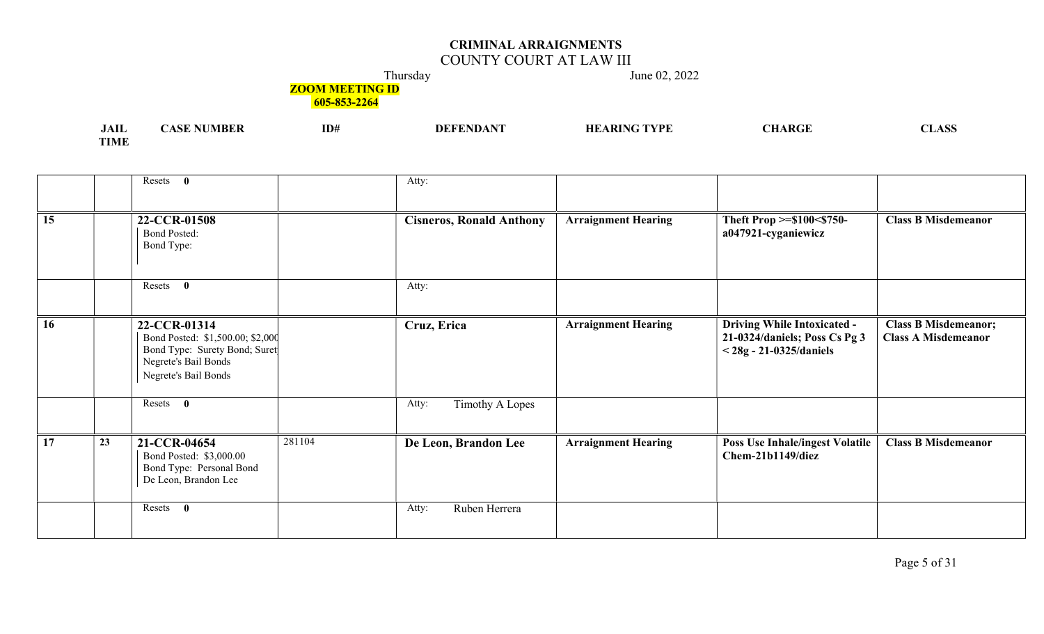# CRIMINAL ARRAIGNMENTS

## COUNTY COURT AT LAW III

Thursday June 02, 2022

**ZOOM MEETING ID**
**605-853-2264**

| | JAIL TIME | CASE NUMBER | ID# | DEFENDANT | HEARING TYPE | CHARGE | CLASS |
|---|---|---|---|---|---|---|---|
| | | Resets **0** | | Atty: | | | |
| **15** | | **22-CCR-01508**<br>Bond Posted:<br>Bond Type: | | **Cisneros, Ronald Anthony** | **Arraignment Hearing** | **Theft Prop >=$100<$750-a047921-cyganiewicz** | **Class B Misdemeanor** |
| | | Resets **0** | | Atty: | | | |
| **16** | | **22-CCR-01314**<br>Bond Posted: $1,500.00; $2,000<br>Bond Type: Surety Bond; Surety<br>Negrete's Bail Bonds<br>Negrete's Bail Bonds | | **Cruz, Erica** | **Arraignment Hearing** | **Driving While Intoxicated - 21-0324/daniels; Poss Cs Pg 3 < 28g - 21-0325/daniels** | **Class B Misdemeanor; Class A Misdemeanor** |
| | | Resets **0** | | Atty: Timothy A Lopes | | | |
| **17** | **23** | **21-CCR-04654**<br>Bond Posted: $3,000.00<br>Bond Type: Personal Bond<br>De Leon, Brandon Lee | 281104 | **De Leon, Brandon Lee** | **Arraignment Hearing** | **Poss Use Inhale/ingest Volatile Chem-21b1149/diez** | **Class B Misdemeanor** |
| | | Resets **0** | | Atty: Ruben Herrera | | | |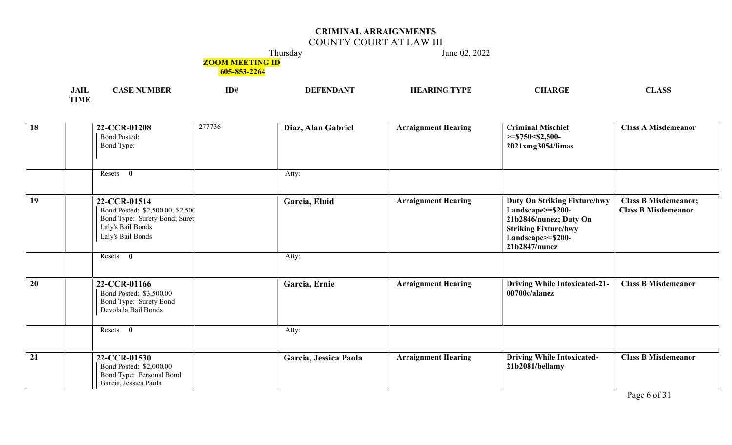# CRIMINAL ARRAIGNMENTS

COUNTY COURT AT LAW III

Thursday June 02, 2022

**ZOOM MEETING ID**
**605-853-2264**

| | JAIL TIME | CASE NUMBER | ID# | DEFENDANT | HEARING TYPE | CHARGE | CLASS |
|---|---|---|---|---|---|---|---|
| 18 | | **22-CCR-01208**<br>Bond Posted:<br>Bond Type: | 277736 | **Diaz, Alan Gabriel** | **Arraignment Hearing** | **Criminal Mischief >=$750<$2,500-2021xmg3054/limas** | **Class A Misdemeanor** |
| | | Resets **0** | | Atty: | | | |
| 19 | | **22-CCR-01514**<br>Bond Posted: $2,500.00; $2,500<br>Bond Type: Surety Bond; Suret<br>Laly's Bail Bonds<br>Laly's Bail Bonds | | **Garcia, Eluid** | **Arraignment Hearing** | **Duty On Striking Fixture/hwy Landscape>=$200-21b2846/nunez; Duty On Striking Fixture/hwy Landscape>=$200-21b2847/nunez** | **Class B Misdemeanor; Class B Misdemeanor** |
| | | Resets **0** | | Atty: | | | |
| 20 | | **22-CCR-01166**<br>Bond Posted: $3,500.00<br>Bond Type: Surety Bond<br>Devolada Bail Bonds | | **Garcia, Ernie** | **Arraignment Hearing** | **Driving While Intoxicated-21-00700c/alanez** | **Class B Misdemeanor** |
| | | Resets **0** | | Atty: | | | |
| 21 | | **22-CCR-01530**<br>Bond Posted: $2,000.00<br>Bond Type: Personal Bond<br>Garcia, Jessica Paola | | **Garcia, Jessica Paola** | **Arraignment Hearing** | **Driving While Intoxicated-21b2081/bellamy** | **Class B Misdemeanor** |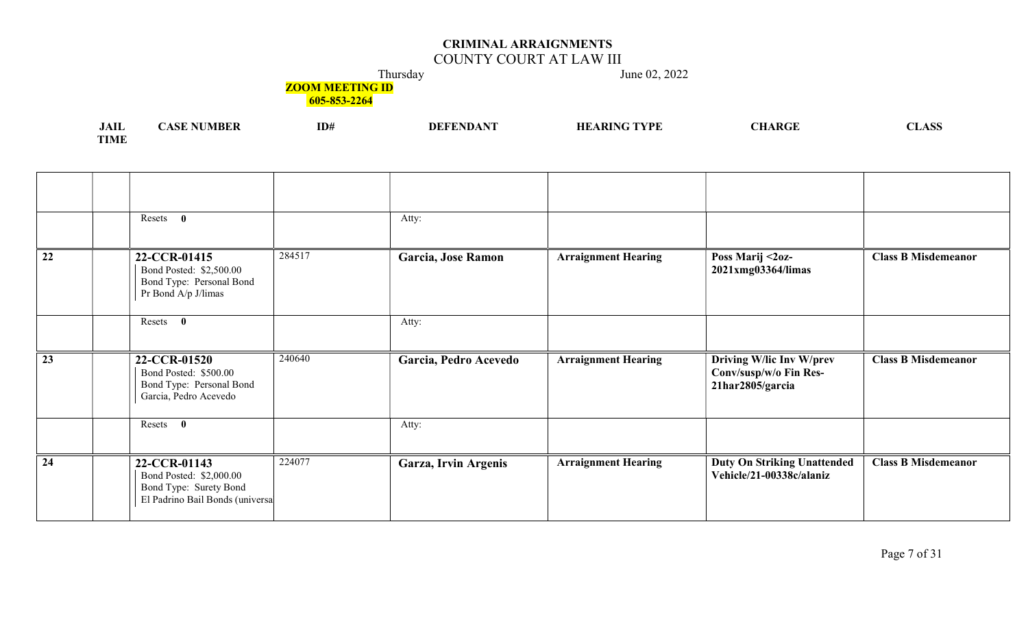# CRIMINAL ARRAIGNMENTS

COUNTY COURT AT LAW III

Thursday June 02, 2022

**ZOOM MEETING ID 605-853-2264**

| JAIL TIME | | CASE NUMBER | ID# | DEFENDANT | HEARING TYPE | CHARGE | CLASS |
|---|---|---|---|---|---|---|---|
| | | | | | | | |
| | | Resets **0** | | Atty: | | | |
| **22** | | **22-CCR-01415**<br>Bond Posted: $2,500.00<br>Bond Type: Personal Bond<br>Pr Bond A/p J/limas | 284517 | **Garcia, Jose Ramon** | **Arraignment Hearing** | **Poss Marij <2oz-2021xmg03364/limas** | **Class B Misdemeanor** |
| | | Resets **0** | | Atty: | | | |
| **23** | | **22-CCR-01520**<br>Bond Posted: $500.00<br>Bond Type: Personal Bond<br>Garcia, Pedro Acevedo | 240640 | **Garcia, Pedro Acevedo** | **Arraignment Hearing** | **Driving W/lic Inv W/prev Conv/susp/w/o Fin Res-21har2805/garcia** | **Class B Misdemeanor** |
| | | Resets **0** | | Atty: | | | |
| **24** | | **22-CCR-01143**<br>Bond Posted: $2,000.00<br>Bond Type: Surety Bond<br>El Padrino Bail Bonds (universa | 224077 | **Garza, Irvin Argenis** | **Arraignment Hearing** | **Duty On Striking Unattended Vehicle/21-00338c/alaniz** | **Class B Misdemeanor** |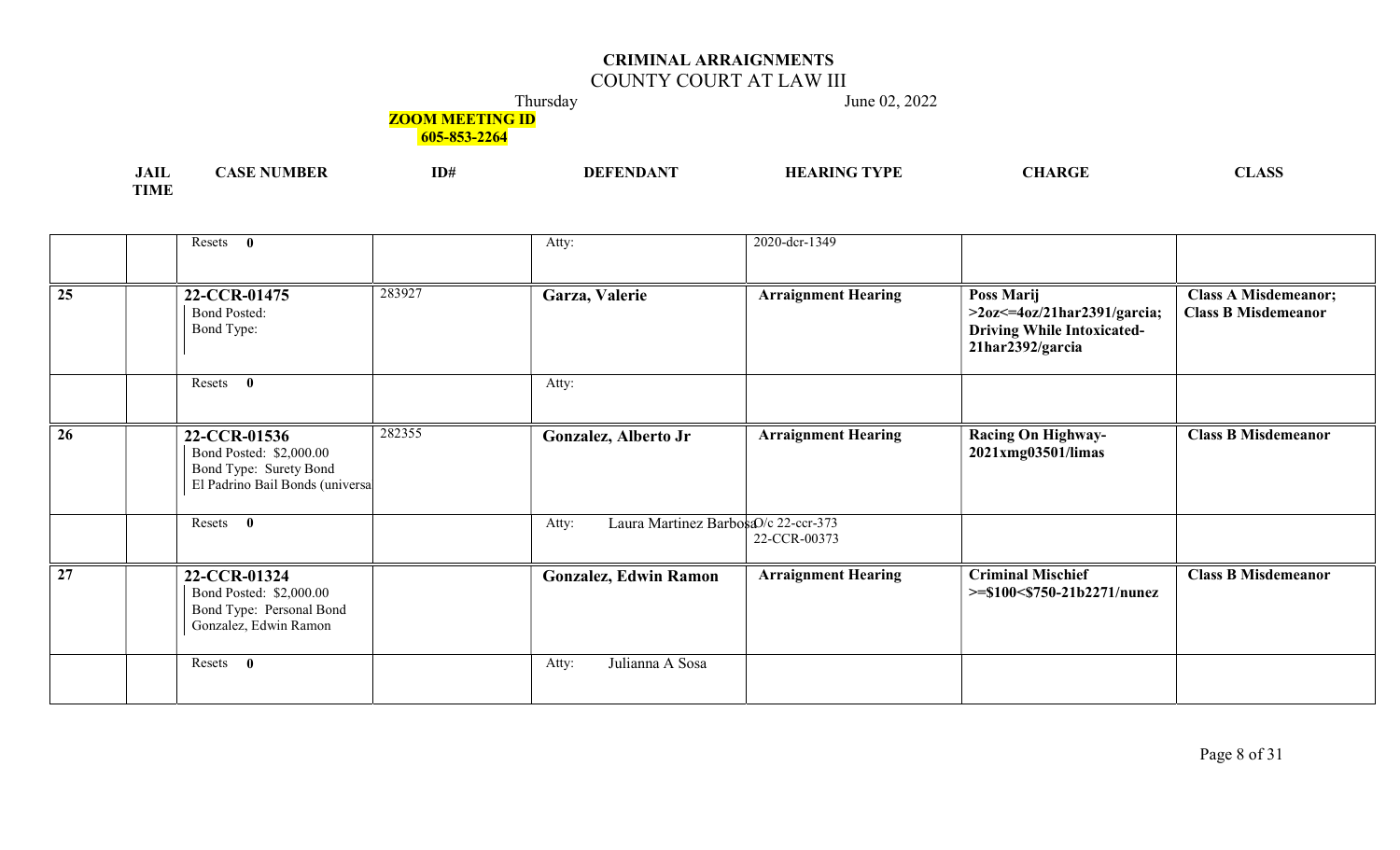# CRIMINAL ARRAIGNMENTS

## COUNTY COURT AT LAW III

Thursday June 02, 2022

**ZOOM MEETING ID 605-853-2264**

| JAIL TIME | | CASE NUMBER | ID# | DEFENDANT | HEARING TYPE | CHARGE | CLASS |
|---|---|---|---|---|---|---|---|
| | | Resets **0** | | Atty: | 2020-dcr-1349 | | |
| **25** | | **22-CCR-01475** Bond Posted: Bond Type: | 283927 | **Garza, Valerie** | **Arraignment Hearing** | **Poss Marij >2oz<=4oz/21har2391/garcia; Driving While Intoxicated-21har2392/garcia** | **Class A Misdemeanor; Class B Misdemeanor** |
| | | Resets **0** | | Atty: | | | |
| **26** | | **22-CCR-01536** Bond Posted: $2,000.00 Bond Type: Surety Bond El Padrino Bail Bonds (universa | 282355 | **Gonzalez, Alberto Jr** | **Arraignment Hearing** | **Racing On Highway-2021xmg03501/limas** | **Class B Misdemeanor** |
| | | Resets **0** | | Atty: Laura Martinez Barbosa | O/c 22-ccr-373 22-CCR-00373 | | |
| **27** | | **22-CCR-01324** Bond Posted: $2,000.00 Bond Type: Personal Bond Gonzalez, Edwin Ramon | | **Gonzalez, Edwin Ramon** | **Arraignment Hearing** | **Criminal Mischief >=$100<$750-21b2271/nunez** | **Class B Misdemeanor** |
| | | Resets **0** | | Atty: Julianna A Sosa | | | |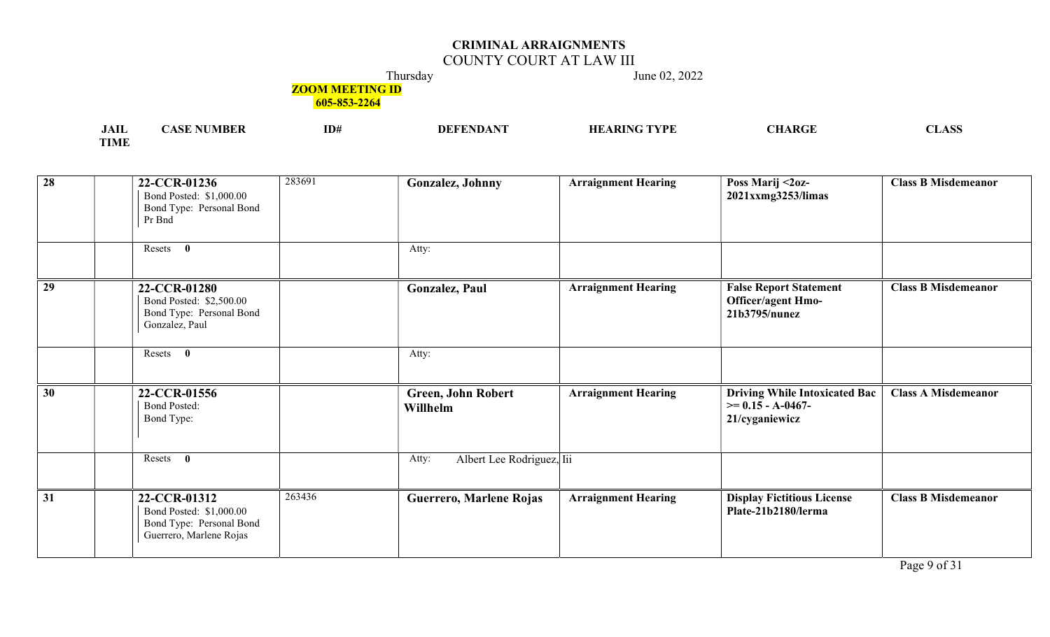# CRIMINAL ARRAIGNMENTS

COUNTY COURT AT LAW III

Thursday June 02, 2022

**ZOOM MEETING ID**
**605-853-2264**

| | JAIL TIME | CASE NUMBER | ID# | DEFENDANT | HEARING TYPE | CHARGE | CLASS |
|---|---|---|---|---|---|---|---|
| **28** | | **22-CCR-01236**<br>Bond Posted: $1,000.00<br>Bond Type: Personal Bond<br>Pr Bnd | 283691 | **Gonzalez, Johnny** | **Arraignment Hearing** | **Poss Marij <2oz-2021xxmg3253/limas** | **Class B Misdemeanor** |
| | | Resets **0** | | Atty: | | | |
| **29** | | **22-CCR-01280**<br>Bond Posted: $2,500.00<br>Bond Type: Personal Bond<br>Gonzalez, Paul | | **Gonzalez, Paul** | **Arraignment Hearing** | **False Report Statement Officer/agent Hmo-21b3795/nunez** | **Class B Misdemeanor** |
| | | Resets **0** | | Atty: | | | |
| **30** | | **22-CCR-01556**<br>Bond Posted:<br>Bond Type: | | **Green, John Robert Willhelm** | **Arraignment Hearing** | **Driving While Intoxicated Bac >= 0.15 - A-0467-21/cyganiewicz** | **Class A Misdemeanor** |
| | | Resets **0** | | Atty: Albert Lee Rodriguez, Iii | | | |
| **31** | | **22-CCR-01312**<br>Bond Posted: $1,000.00<br>Bond Type: Personal Bond<br>Guerrero, Marlene Rojas | 263436 | **Guerrero, Marlene Rojas** | **Arraignment Hearing** | **Display Fictitious License Plate-21b2180/lerma** | **Class B Misdemeanor** |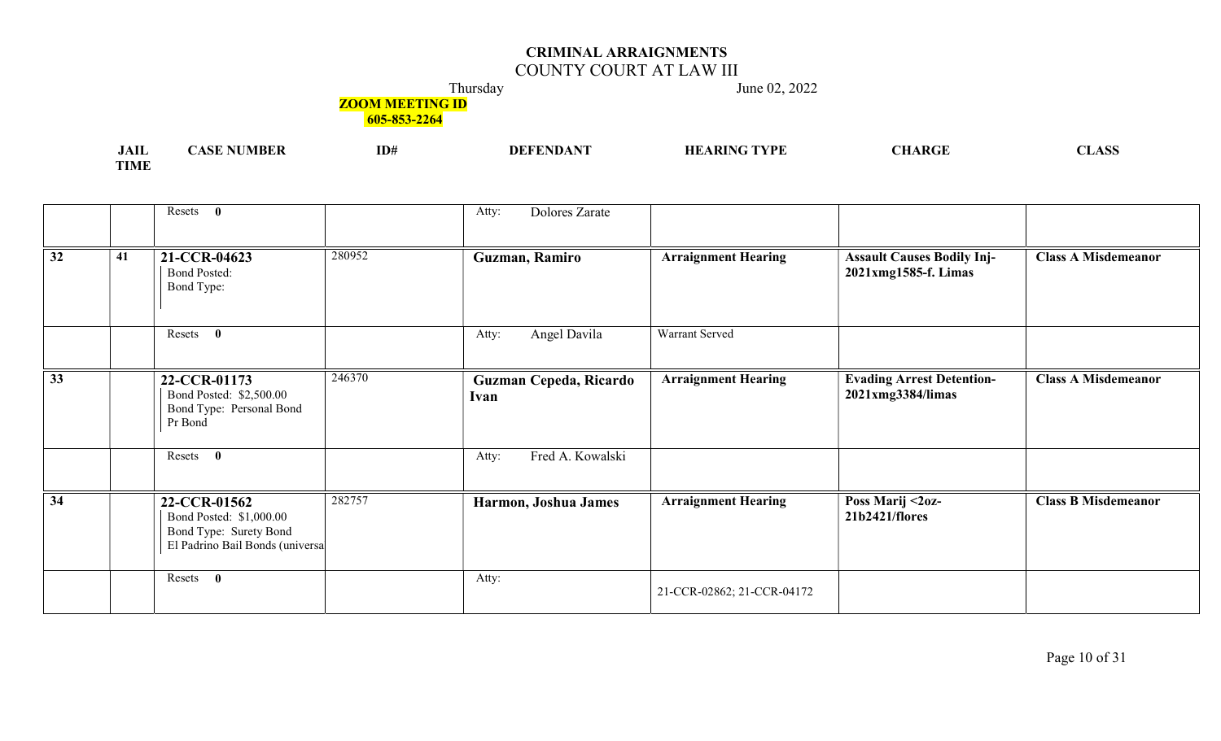# CRIMINAL ARRAIGNMENTS

## COUNTY COURT AT LAW III

Thursday June 02, 2022

**ZOOM MEETING ID**
**605-853-2264**

| JAIL | TIME | CASE NUMBER | ID# | DEFENDANT | HEARING TYPE | CHARGE | CLASS |
|---|---|---|---|---|---|---|---|
| | | Resets **0** | | Atty: Dolores Zarate | | | |
| **32** | **41** | **21-CCR-04623** Bond Posted: Bond Type: | 280952 | **Guzman, Ramiro** | **Arraignment Hearing** | **Assault Causes Bodily Inj-2021xmg1585-f. Limas** | **Class A Misdemeanor** |
| | | Resets **0** | | Atty: Angel Davila | Warrant Served | | |
| **33** | | **22-CCR-01173** Bond Posted: $2,500.00 Bond Type: Personal Bond Pr Bond | 246370 | **Guzman Cepeda, Ricardo Ivan** | **Arraignment Hearing** | **Evading Arrest Detention-2021xmg3384/limas** | **Class A Misdemeanor** |
| | | Resets **0** | | Atty: Fred A. Kowalski | | | |
| **34** | | **22-CCR-01562** Bond Posted: $1,000.00 Bond Type: Surety Bond El Padrino Bail Bonds (universa | 282757 | **Harmon, Joshua James** | **Arraignment Hearing** | **Poss Marij <2oz-21b2421/flores** | **Class B Misdemeanor** |
| | | Resets **0** | | Atty: | 21-CCR-02862; 21-CCR-04172 | | |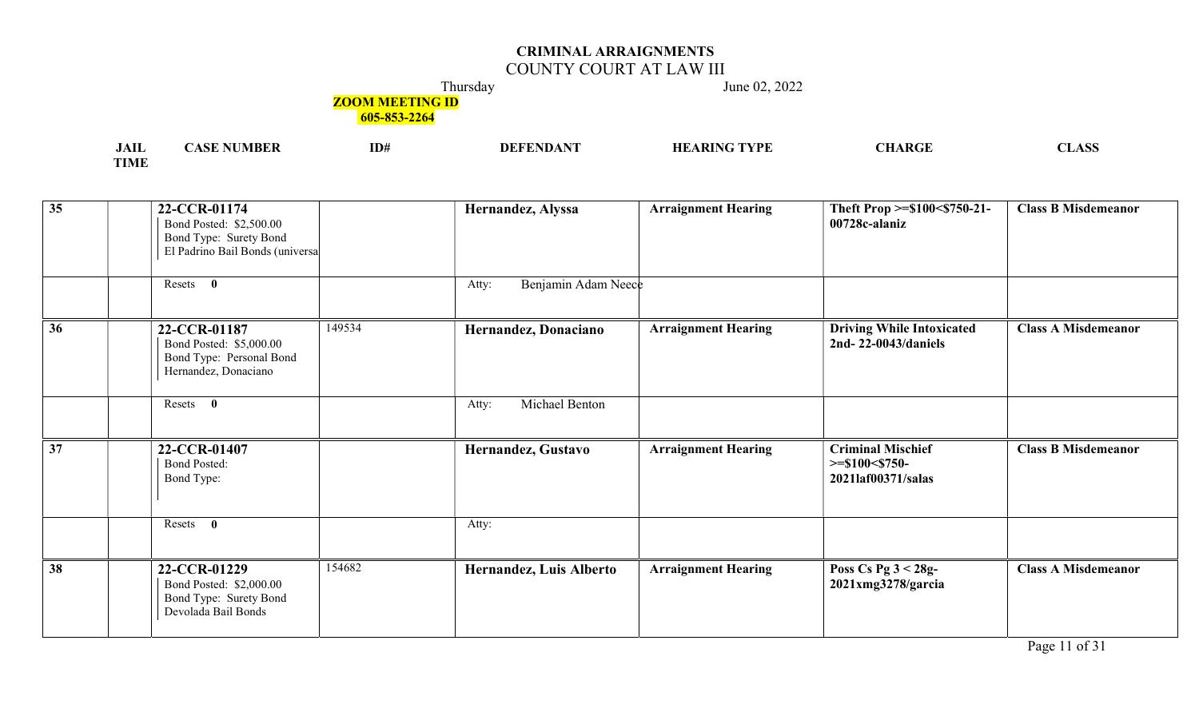# CRIMINAL ARRAIGNMENTS

## COUNTY COURT AT LAW III

Thursday June 02, 2022

**ZOOM MEETING ID**
**605-853-2264**

| JAIL TIME | | CASE NUMBER | ID# | DEFENDANT | HEARING TYPE | CHARGE | CLASS |
|---|---|---|---|---|---|---|---|
| **35** | | **22-CCR-01174**<br>Bond Posted: $2,500.00<br>Bond Type: Surety Bond<br>El Padrino Bail Bonds (universa | | **Hernandez, Alyssa** | **Arraignment Hearing** | **Theft Prop >=$100<$750-21-00728c-alaniz** | **Class B Misdemeanor** |
| | | Resets **0** | | Atty: Benjamin Adam Neece | | | |
| **36** | | **22-CCR-01187**<br>Bond Posted: $5,000.00<br>Bond Type: Personal Bond<br>Hernandez, Donaciano | 149534 | **Hernandez, Donaciano** | **Arraignment Hearing** | **Driving While Intoxicated 2nd- 22-0043/daniels** | **Class A Misdemeanor** |
| | | Resets **0** | | Atty: Michael Benton | | | |
| **37** | | **22-CCR-01407**<br>Bond Posted:<br>Bond Type: | | **Hernandez, Gustavo** | **Arraignment Hearing** | **Criminal Mischief >=$100<$750-2021laf00371/salas** | **Class B Misdemeanor** |
| | | Resets **0** | | Atty: | | | |
| **38** | | **22-CCR-01229**<br>Bond Posted: $2,000.00<br>Bond Type: Surety Bond<br>Devolada Bail Bonds | 154682 | **Hernandez, Luis Alberto** | **Arraignment Hearing** | **Poss Cs Pg 3 < 28g-2021xmg3278/garcia** | **Class A Misdemeanor** |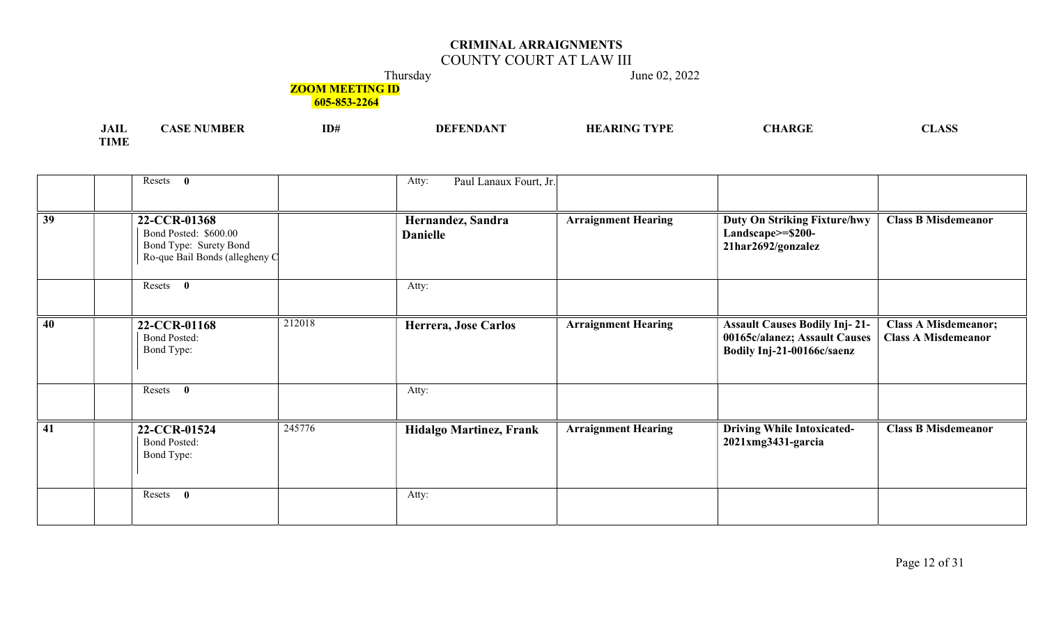# CRIMINAL ARRAIGNMENTS

## COUNTY COURT AT LAW III

Thursday June 02, 2022

**ZOOM MEETING ID 605-853-2264**

| JAIL | TIME | CASE NUMBER | ID# | DEFENDANT | HEARING TYPE | CHARGE | CLASS |
|---|---|---|---|---|---|---|---|
| | | Resets **0** | | Atty: Paul Lanaux Fourt, Jr. | | | |
| **39** | | **22-CCR-01368** Bond Posted: $600.00 Bond Type: Surety Bond Ro-que Bail Bonds (allegheny C | | **Hernandez, Sandra Danielle** | **Arraignment Hearing** | **Duty On Striking Fixture/hwy Landscape>=$200-21har2692/gonzalez** | **Class B Misdemeanor** |
| | | Resets **0** | | Atty: | | | |
| **40** | | **22-CCR-01168** Bond Posted: Bond Type: | 212018 | **Herrera, Jose Carlos** | **Arraignment Hearing** | **Assault Causes Bodily Inj-21-00165c/alanez; Assault Causes Bodily Inj-21-00166c/saenz** | **Class A Misdemeanor; Class A Misdemeanor** |
| | | Resets **0** | | Atty: | | | |
| **41** | | **22-CCR-01524** Bond Posted: Bond Type: | 245776 | **Hidalgo Martinez, Frank** | **Arraignment Hearing** | **Driving While Intoxicated-2021xmg3431-garcia** | **Class B Misdemeanor** |
| | | Resets **0** | | Atty: | | | |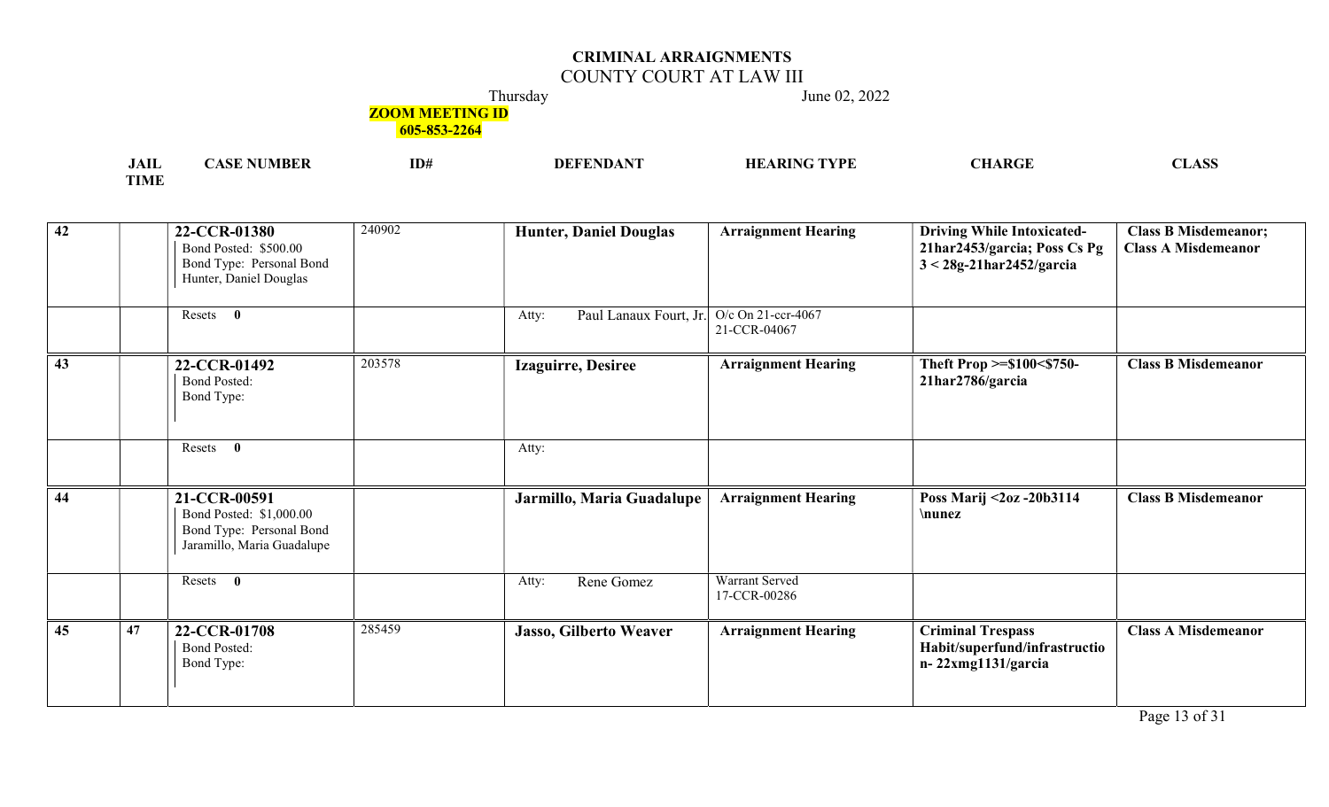# CRIMINAL ARRAIGNMENTS

## COUNTY COURT AT LAW III

Thursday June 02, 2022

**ZOOM MEETING ID**
**605-853-2264**

| | JAIL TIME | CASE NUMBER | ID# | DEFENDANT | HEARING TYPE | CHARGE | CLASS |
|---|---|---|---|---|---|---|---|
| **42** | | **22-CCR-01380**<br>Bond Posted: $500.00<br>Bond Type: Personal Bond<br>Hunter, Daniel Douglas | 240902 | **Hunter, Daniel Douglas** | **Arraignment Hearing** | **Driving While Intoxicated-21har2453/garcia; Poss Cs Pg 3 < 28g-21har2452/garcia** | **Class B Misdemeanor; Class A Misdemeanor** |
| | | Resets **0** | | Atty: Paul Lanaux Fourt, Jr. | O/c On 21-ccr-4067<br>21-CCR-04067 | | |
| **43** | | **22-CCR-01492**<br>Bond Posted:<br>Bond Type: | 203578 | **Izaguirre, Desiree** | **Arraignment Hearing** | **Theft Prop >=$100<$750-21har2786/garcia** | **Class B Misdemeanor** |
| | | Resets **0** | | Atty: | | | |
| **44** | | **21-CCR-00591**<br>Bond Posted: $1,000.00<br>Bond Type: Personal Bond<br>Jaramillo, Maria Guadalupe | | **Jarmillo, Maria Guadalupe** | **Arraignment Hearing** | **Poss Marij <2oz -20b3114 \nunez** | **Class B Misdemeanor** |
| | | Resets **0** | | Atty: Rene Gomez | Warrant Served<br>17-CCR-00286 | | |
| **45** | 47 | **22-CCR-01708**<br>Bond Posted:<br>Bond Type: | 285459 | **Jasso, Gilberto Weaver** | **Arraignment Hearing** | **Criminal Trespass Habit/superfund/infrastruction- 22xmg1131/garcia** | **Class A Misdemeanor** |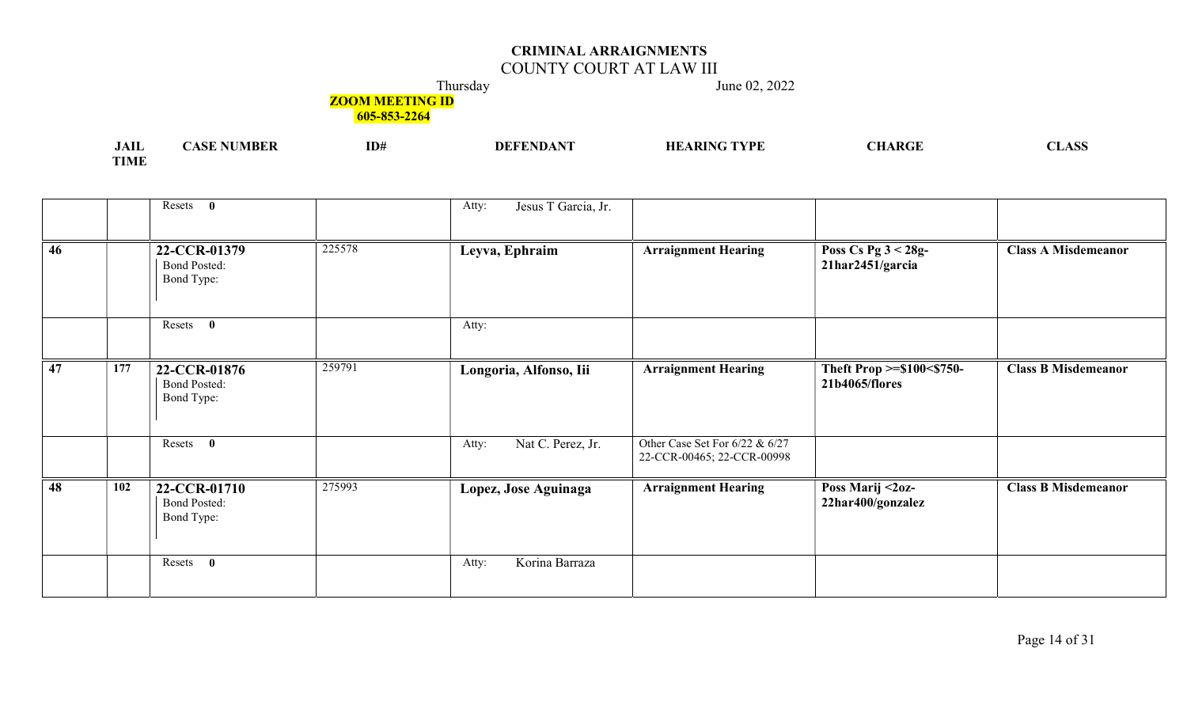# CRIMINAL ARRAIGNMENTS

## COUNTY COURT AT LAW III

Thursday June 02, 2022

**ZOOM MEETING ID 605-853-2264**

| | JAIL TIME | CASE NUMBER | ID# | DEFENDANT | HEARING TYPE | CHARGE | CLASS |
|---|---|---|---|---|---|---|---|
| | | Resets **0** | | Atty: Jesus T Garcia, Jr. | | | |
| **46** | | **22-CCR-01379** Bond Posted: Bond Type: | 225578 | **Leyva, Ephraim** | **Arraignment Hearing** | **Poss Cs Pg 3 < 28g-21har2451/garcia** | **Class A Misdemeanor** |
| | | Resets **0** | | Atty: | | | |
| **47** | **177** | **22-CCR-01876** Bond Posted: Bond Type: | 259791 | **Longoria, Alfonso, Iii** | **Arraignment Hearing** | **Theft Prop >=$100<$750-21b4065/flores** | **Class B Misdemeanor** |
| | | Resets **0** | | Atty: Nat C. Perez, Jr. | Other Case Set For 6/22 & 6/27 22-CCR-00465; 22-CCR-00998 | | |
| **48** | **102** | **22-CCR-01710** Bond Posted: Bond Type: | 275993 | **Lopez, Jose Aguinaga** | **Arraignment Hearing** | **Poss Marij <2oz-22har400/gonzalez** | **Class B Misdemeanor** |
| | | Resets **0** | | Atty: Korina Barraza | | | |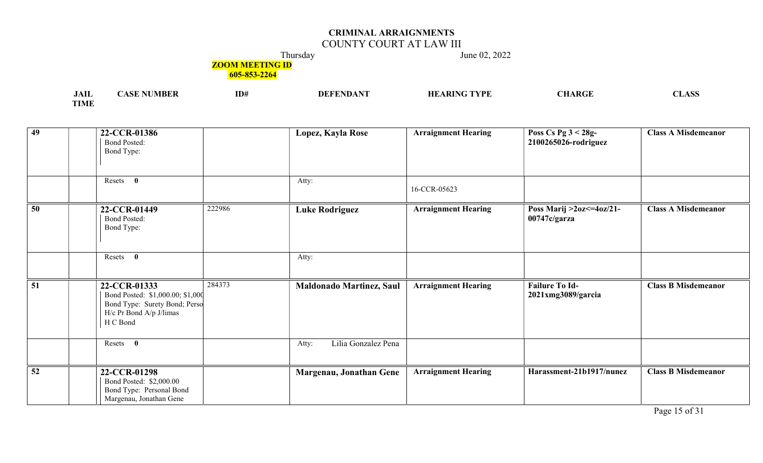# CRIMINAL ARRAIGNMENTS

COUNTY COURT AT LAW III

Thursday June 02, 2022

**ZOOM MEETING ID**
**605-853-2264**

| JAIL TIME | | CASE NUMBER | ID# | DEFENDANT | HEARING TYPE | CHARGE | CLASS |
|---|---|---|---|---|---|---|---|
| 49 | | **22-CCR-01386**<br>Bond Posted:<br>Bond Type: | | **Lopez, Kayla Rose** | **Arraignment Hearing** | **Poss Cs Pg 3 < 28g-2100265026-rodriguez** | **Class A Misdemeanor** |
| | | Resets **0** | | Atty: | 16-CCR-05623 | | |
| 50 | | **22-CCR-01449**<br>Bond Posted:<br>Bond Type: | 222986 | **Luke Rodriguez** | **Arraignment Hearing** | **Poss Marij >2oz<=4oz/21-00747c/garza** | **Class A Misdemeanor** |
| | | Resets **0** | | Atty: | | | |
| 51 | | **22-CCR-01333**<br>Bond Posted: $1,000.00; $1,000<br>Bond Type: Surety Bond; Perso<br>H/c Pr Bond A/p J/limas<br>H C Bond | 284373 | **Maldonado Martinez, Saul** | **Arraignment Hearing** | **Failure To Id-2021xmg3089/garcia** | **Class B Misdemeanor** |
| | | Resets **0** | | Atty: Lilia Gonzalez Pena | | | |
| 52 | | **22-CCR-01298**<br>Bond Posted: $2,000.00<br>Bond Type: Personal Bond<br>Margenau, Jonathan Gene | | **Margenau, Jonathan Gene** | **Arraignment Hearing** | **Harassment-21b1917/nunez** | **Class B Misdemeanor** |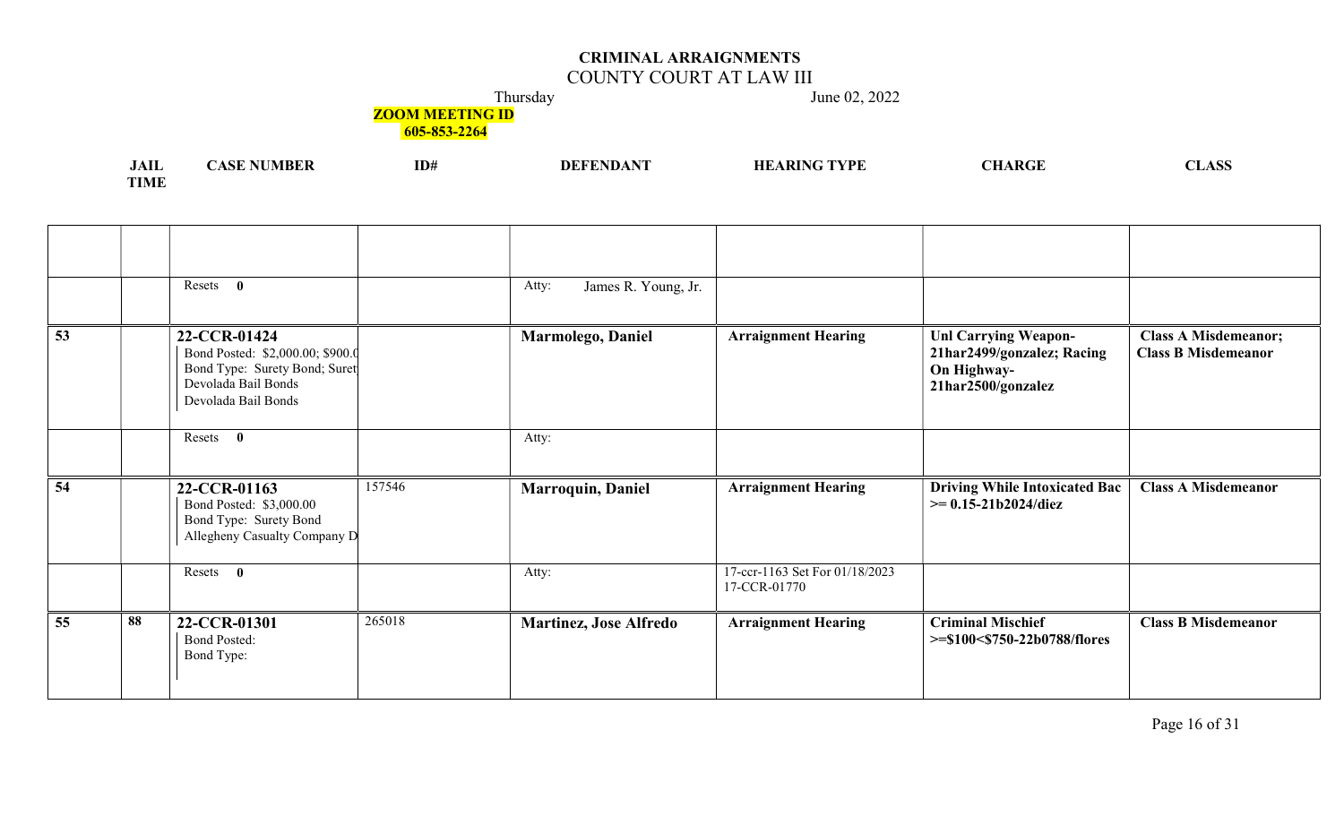**CRIMINAL ARRAIGNMENTS**

COUNTY COURT AT LAW III

Thursday June 02, 2022

**ZOOM MEETING ID 605-853-2264**

| | JAIL TIME | CASE NUMBER | ID# | DEFENDANT | HEARING TYPE | CHARGE | CLASS |
|---|---|---|---|---|---|---|---|
| | | | | | | | |
| | | Resets **0** | | Atty: James R. Young, Jr. | | | |
| **53** | | **22-CCR-01424** Bond Posted: $2,000.00; $900.0 Bond Type: Surety Bond; Suret Devolada Bail Bonds Devolada Bail Bonds | | **Marmolego, Daniel** | **Arraignment Hearing** | **Unl Carrying Weapon-21har2499/gonzalez; Racing On Highway-21har2500/gonzalez** | **Class A Misdemeanor; Class B Misdemeanor** |
| | | Resets **0** | | Atty: | | | |
| **54** | | **22-CCR-01163** Bond Posted: $3,000.00 Bond Type: Surety Bond Allegheny Casualty Company D | 157546 | **Marroquin, Daniel** | **Arraignment Hearing** | **Driving While Intoxicated Bac >= 0.15-21b2024/diez** | **Class A Misdemeanor** |
| | | Resets **0** | | Atty: | 17-ccr-1163 Set For 01/18/2023 17-CCR-01770 | | |
| **55** | **88** | **22-CCR-01301** Bond Posted: Bond Type: | 265018 | **Martinez, Jose Alfredo** | **Arraignment Hearing** | **Criminal Mischief >=$100<$750-22b0788/flores** | **Class B Misdemeanor** |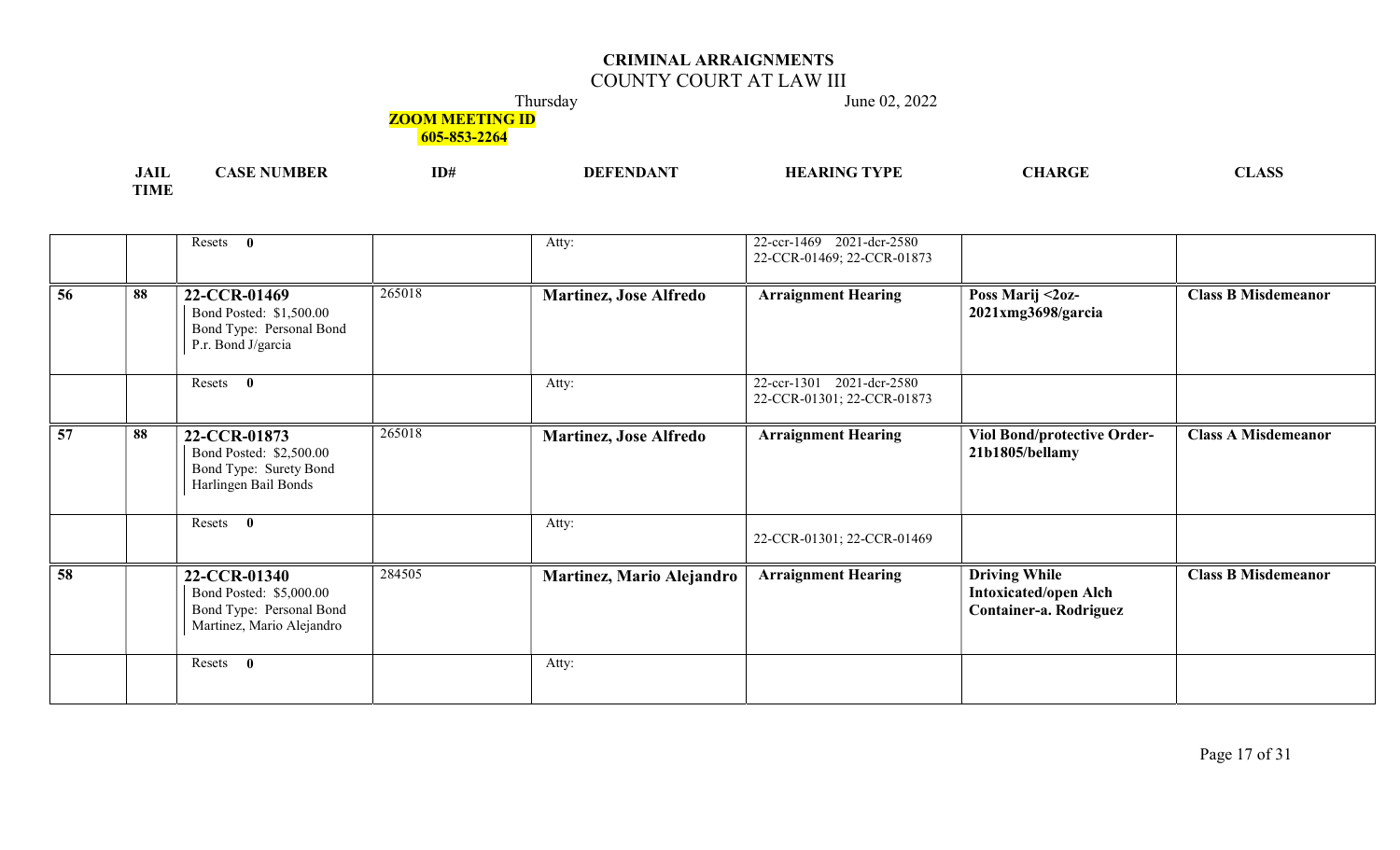# CRIMINAL ARRAIGNMENTS

## COUNTY COURT AT LAW III

Thursday June 02, 2022

**ZOOM MEETING ID**
**605-853-2264**

| | JAIL TIME | CASE NUMBER | ID# | DEFENDANT | HEARING TYPE | CHARGE | CLASS |
|---|---|---|---|---|---|---|---|
| | | Resets **0** | | Atty: | 22-ccr-1469 2021-dcr-2580 22-CCR-01469; 22-CCR-01873 | | |
| **56** | **88** | **22-CCR-01469** Bond Posted: $1,500.00 Bond Type: Personal Bond P.r. Bond J/garcia | 265018 | **Martinez, Jose Alfredo** | **Arraignment Hearing** | **Poss Marij <2oz- 2021xmg3698/garcia** | **Class B Misdemeanor** |
| | | Resets **0** | | Atty: | 22-ccr-1301 2021-dcr-2580 22-CCR-01301; 22-CCR-01873 | | |
| **57** | **88** | **22-CCR-01873** Bond Posted: $2,500.00 Bond Type: Surety Bond Harlingen Bail Bonds | 265018 | **Martinez, Jose Alfredo** | **Arraignment Hearing** | **Viol Bond/protective Order- 21b1805/bellamy** | **Class A Misdemeanor** |
| | | Resets **0** | | Atty: | 22-CCR-01301; 22-CCR-01469 | | |
| **58** | | **22-CCR-01340** Bond Posted: $5,000.00 Bond Type: Personal Bond Martinez, Mario Alejandro | 284505 | **Martinez, Mario Alejandro** | **Arraignment Hearing** | **Driving While Intoxicated/open Alch Container-a. Rodriguez** | **Class B Misdemeanor** |
| | | Resets **0** | | Atty: | | | |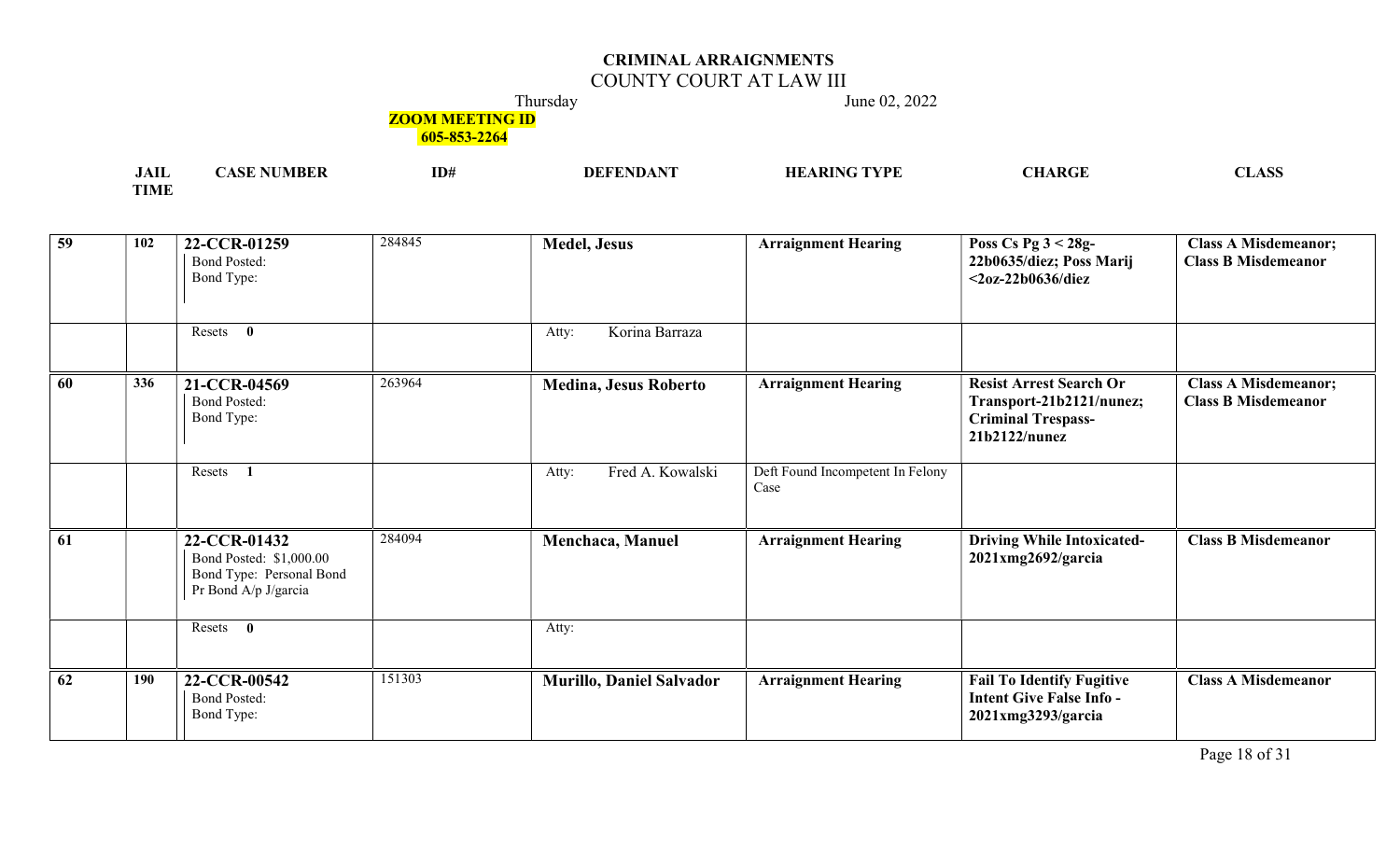# CRIMINAL ARRAIGNMENTS

COUNTY COURT AT LAW III

Thursday June 02, 2022

**ZOOM MEETING ID 605-853-2264**

| | JAIL TIME | CASE NUMBER | ID# | DEFENDANT | HEARING TYPE | CHARGE | CLASS |
|---|---|---|---|---|---|---|---|
| 59 | 102 | **22-CCR-01259** Bond Posted: Bond Type: | 284845 | **Medel, Jesus** | **Arraignment Hearing** | **Poss Cs Pg 3 < 28g-22b0635/diez; Poss Marij <2oz-22b0636/diez** | **Class A Misdemeanor; Class B Misdemeanor** |
| | | Resets **0** | | Atty: Korina Barraza | | | |
| 60 | 336 | **21-CCR-04569** Bond Posted: Bond Type: | 263964 | **Medina, Jesus Roberto** | **Arraignment Hearing** | **Resist Arrest Search Or Transport-21b2121/nunez; Criminal Trespass-21b2122/nunez** | **Class A Misdemeanor; Class B Misdemeanor** |
| | | Resets **1** | | Atty: Fred A. Kowalski | Deft Found Incompetent In Felony Case | | |
| 61 | | **22-CCR-01432** Bond Posted: $1,000.00 Bond Type: Personal Bond Pr Bond A/p J/garcia | 284094 | **Menchaca, Manuel** | **Arraignment Hearing** | **Driving While Intoxicated-2021xmg2692/garcia** | **Class B Misdemeanor** |
| | | Resets **0** | | Atty: | | | |
| 62 | 190 | **22-CCR-00542** Bond Posted: Bond Type: | 151303 | **Murillo, Daniel Salvador** | **Arraignment Hearing** | **Fail To Identify Fugitive Intent Give False Info - 2021xmg3293/garcia** | **Class A Misdemeanor** |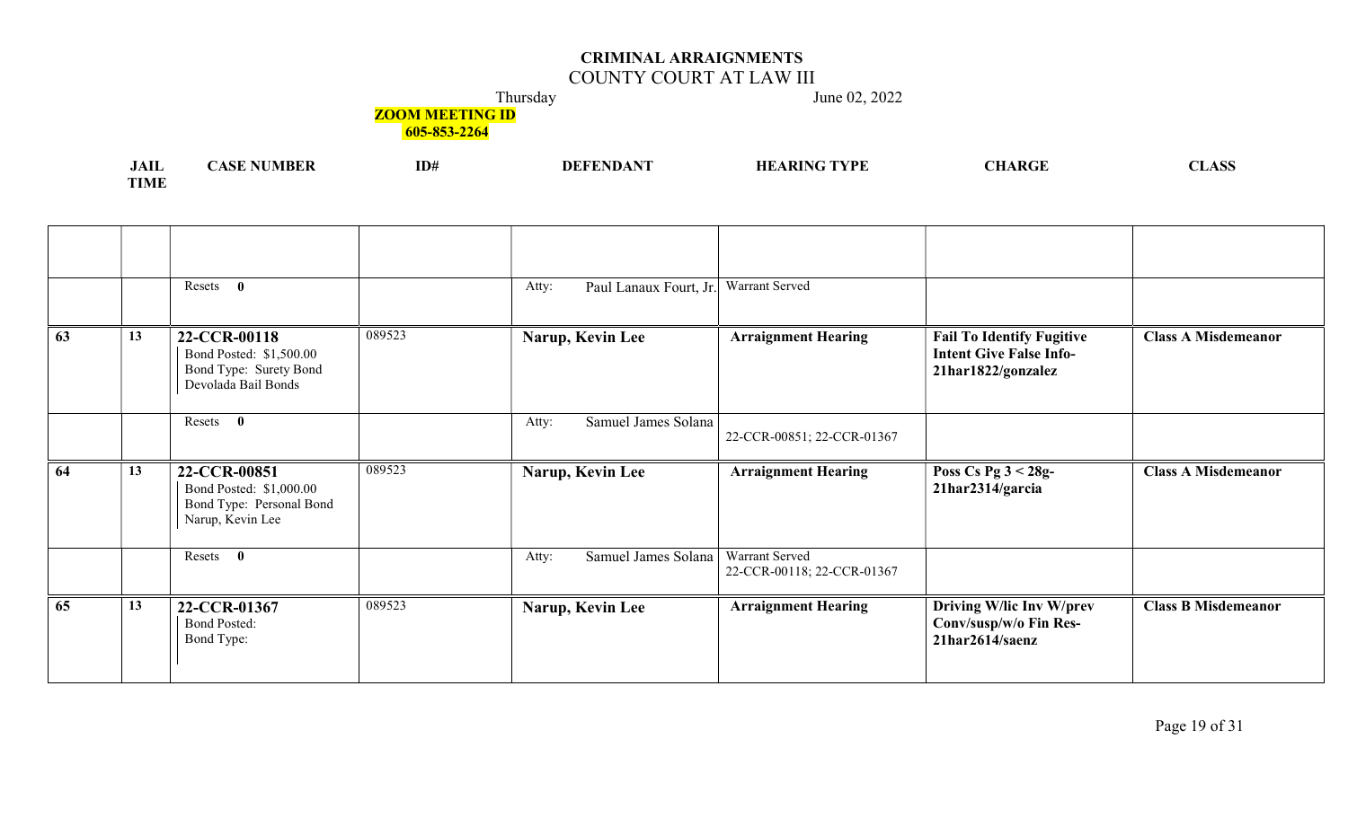# CRIMINAL ARRAIGNMENTS

COUNTY COURT AT LAW III

Thursday June 02, 2022

**ZOOM MEETING ID 605-853-2264**

| | JAIL TIME | CASE NUMBER | ID# | DEFENDANT | HEARING TYPE | CHARGE | CLASS |
|---|---|---|---|---|---|---|---|
| | | | | | | | |
| | | Resets **0** | | Atty: Paul Lanaux Fourt, Jr. | Warrant Served | | |
| **63** | **13** | **22-CCR-00118** Bond Posted: $1,500.00 Bond Type: Surety Bond Devolada Bail Bonds | 089523 | **Narup, Kevin Lee** | **Arraignment Hearing** | **Fail To Identify Fugitive Intent Give False Info-21har1822/gonzalez** | **Class A Misdemeanor** |
| | | Resets **0** | | Atty: Samuel James Solana | 22-CCR-00851; 22-CCR-01367 | | |
| **64** | **13** | **22-CCR-00851** Bond Posted: $1,000.00 Bond Type: Personal Bond Narup, Kevin Lee | 089523 | **Narup, Kevin Lee** | **Arraignment Hearing** | **Poss Cs Pg 3 < 28g-21har2314/garcia** | **Class A Misdemeanor** |
| | | Resets **0** | | Atty: Samuel James Solana | Warrant Served 22-CCR-00118; 22-CCR-01367 | | |
| **65** | **13** | **22-CCR-01367** Bond Posted: Bond Type: | 089523 | **Narup, Kevin Lee** | **Arraignment Hearing** | **Driving W/lic Inv W/prev Conv/susp/w/o Fin Res-21har2614/saenz** | **Class B Misdemeanor** |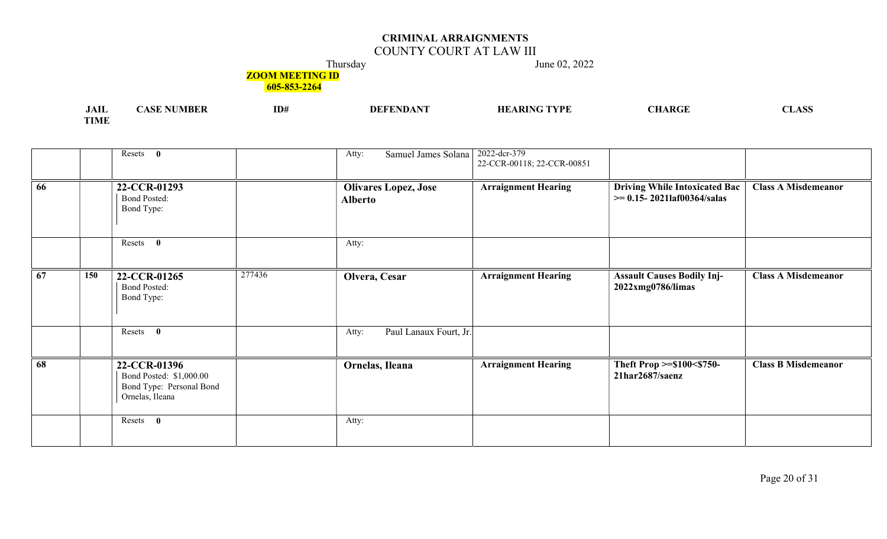# CRIMINAL ARRAIGNMENTS

## COUNTY COURT AT LAW III

Thursday June 02, 2022

**ZOOM MEETING ID**
**605-853-2264**

| | JAIL TIME | CASE NUMBER | ID# | DEFENDANT | HEARING TYPE | CHARGE | CLASS |
|---|---|---|---|---|---|---|---|
| | | Resets **0** | | Atty: Samuel James Solana | 2022-dcr-379 22-CCR-00118; 22-CCR-00851 | | |
| **66** | | **22-CCR-01293** Bond Posted: Bond Type: | | **Olivares Lopez, Jose Alberto** | **Arraignment Hearing** | **Driving While Intoxicated Bac >= 0.15- 2021laf00364/salas** | **Class A Misdemeanor** |
| | | Resets **0** | | Atty: | | | |
| **67** | **150** | **22-CCR-01265** Bond Posted: Bond Type: | 277436 | **Olvera, Cesar** | **Arraignment Hearing** | **Assault Causes Bodily Inj-2022xmg0786/limas** | **Class A Misdemeanor** |
| | | Resets **0** | | Atty: Paul Lanaux Fourt, Jr. | | | |
| **68** | | **22-CCR-01396** Bond Posted: $1,000.00 Bond Type: Personal Bond Ornelas, Ileana | | **Ornelas, Ileana** | **Arraignment Hearing** | **Theft Prop >=$100<$750-21har2687/saenz** | **Class B Misdemeanor** |
| | | Resets **0** | | Atty: | | | |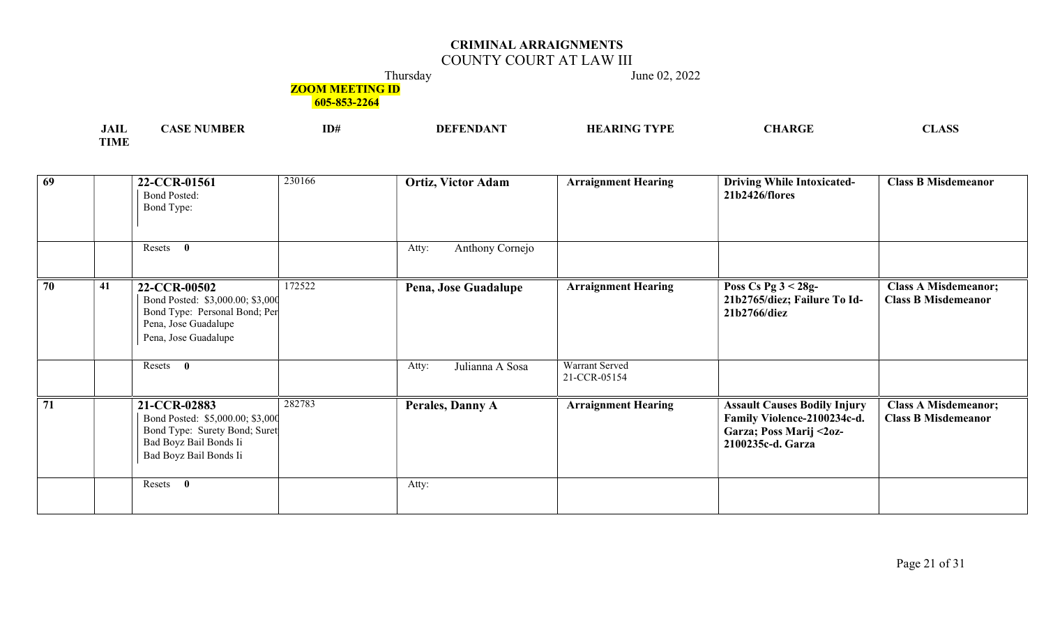# CRIMINAL ARRAIGNMENTS

## COUNTY COURT AT LAW III

Thursday June 02, 2022

**ZOOM MEETING ID**
**605-853-2264**

| | JAIL TIME | CASE NUMBER | ID# | DEFENDANT | HEARING TYPE | CHARGE | CLASS |
|---|---|---|---|---|---|---|---|
| **69** | | **22-CCR-01561** Bond Posted: Bond Type: | 230166 | **Ortiz, Victor Adam** | **Arraignment Hearing** | **Driving While Intoxicated-21b2426/flores** | **Class B Misdemeanor** |
| | | Resets **0** | | Atty: Anthony Cornejo | | | |
| **70** | **41** | **22-CCR-00502** Bond Posted: $3,000.00; $3,000 Bond Type: Personal Bond; Per Pena, Jose Guadalupe Pena, Jose Guadalupe | 172522 | **Pena, Jose Guadalupe** | **Arraignment Hearing** | **Poss Cs Pg 3 < 28g-21b2765/diez; Failure To Id-21b2766/diez** | **Class A Misdemeanor; Class B Misdemeanor** |
| | | Resets **0** | | Atty: Julianna A Sosa | Warrant Served 21-CCR-05154 | | |
| **71** | | **21-CCR-02883** Bond Posted: $5,000.00; $3,000 Bond Type: Surety Bond; Suret Bad Boyz Bail Bonds Ii Bad Boyz Bail Bonds Ii | 282783 | **Perales, Danny A** | **Arraignment Hearing** | **Assault Causes Bodily Injury Family Violence-2100234c-d. Garza; Poss Marij <2oz-2100235c-d. Garza** | **Class A Misdemeanor; Class B Misdemeanor** |
| | | Resets **0** | | Atty: | | | |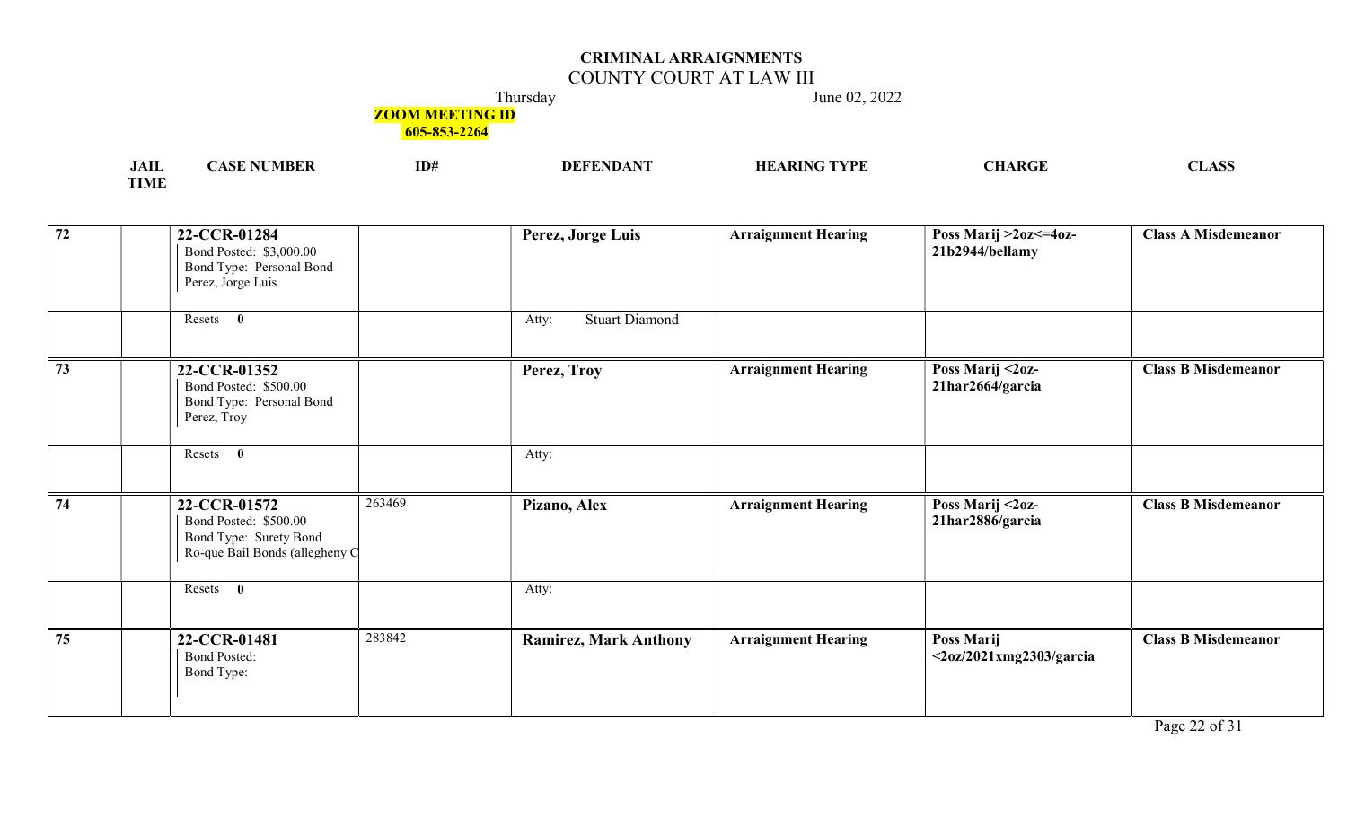# CRIMINAL ARRAIGNMENTS

## COUNTY COURT AT LAW III

Thursday June 02, 2022

**ZOOM MEETING ID**
**605-853-2264**

| | JAIL TIME | CASE NUMBER | ID# | DEFENDANT | HEARING TYPE | CHARGE | CLASS |
|---|---|---|---|---|---|---|---|
| 72 | | **22-CCR-01284**<br>Bond Posted: $3,000.00<br>Bond Type: Personal Bond<br>Perez, Jorge Luis | | **Perez, Jorge Luis** | **Arraignment Hearing** | **Poss Marij >2oz<=4oz-21b2944/bellamy** | **Class A Misdemeanor** |
| | | Resets **0** | | Atty: Stuart Diamond | | | |
| 73 | | **22-CCR-01352**<br>Bond Posted: $500.00<br>Bond Type: Personal Bond<br>Perez, Troy | | **Perez, Troy** | **Arraignment Hearing** | **Poss Marij <2oz-21har2664/garcia** | **Class B Misdemeanor** |
| | | Resets **0** | | Atty: | | | |
| 74 | | **22-CCR-01572**<br>Bond Posted: $500.00<br>Bond Type: Surety Bond<br>Ro-que Bail Bonds (allegheny C | 263469 | **Pizano, Alex** | **Arraignment Hearing** | **Poss Marij <2oz-21har2886/garcia** | **Class B Misdemeanor** |
| | | Resets **0** | | Atty: | | | |
| 75 | | **22-CCR-01481**<br>Bond Posted:<br>Bond Type: | 283842 | **Ramirez, Mark Anthony** | **Arraignment Hearing** | **Poss Marij <2oz/2021xmg2303/garcia** | **Class B Misdemeanor** |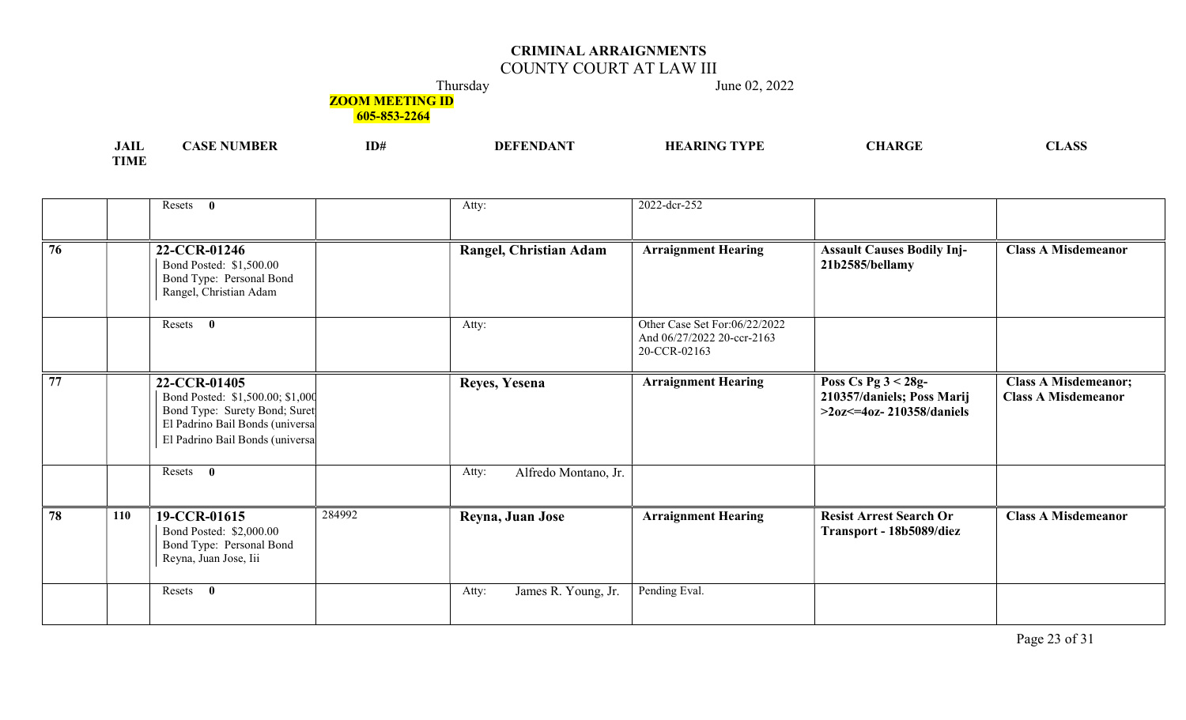# CRIMINAL ARRAIGNMENTS

## COUNTY COURT AT LAW III

Thursday June 02, 2022

**ZOOM MEETING ID 605-853-2264**

| JAIL TIME | | CASE NUMBER | ID# | DEFENDANT | HEARING TYPE | CHARGE | CLASS |
|---|---|---|---|---|---|---|---|
| | | Resets **0** | | Atty: | 2022-dcr-252 | | |
| **76** | | **22-CCR-01246**<br>Bond Posted: $1,500.00<br>Bond Type: Personal Bond<br>Rangel, Christian Adam | | **Rangel, Christian Adam** | **Arraignment Hearing** | **Assault Causes Bodily Inj-21b2585/bellamy** | **Class A Misdemeanor** |
| | | Resets **0** | | Atty: | Other Case Set For:06/22/2022 And 06/27/2022 20-ccr-2163 20-CCR-02163 | | |
| **77** | | **22-CCR-01405**<br>Bond Posted: $1,500.00; $1,000<br>Bond Type: Surety Bond; Suret<br>El Padrino Bail Bonds (universa<br>El Padrino Bail Bonds (universa | | **Reyes, Yesena** | **Arraignment Hearing** | **Poss Cs Pg 3 < 28g-210357/daniels; Poss Marij >2oz<=4oz- 210358/daniels** | **Class A Misdemeanor; Class A Misdemeanor** |
| | | Resets **0** | | Atty: Alfredo Montano, Jr. | | | |
| **78** | **110** | **19-CCR-01615**<br>Bond Posted: $2,000.00<br>Bond Type: Personal Bond<br>Reyna, Juan Jose, Iii | 284992 | **Reyna, Juan Jose** | **Arraignment Hearing** | **Resist Arrest Search Or Transport - 18b5089/diez** | **Class A Misdemeanor** |
| | | Resets **0** | | Atty: James R. Young, Jr. | Pending Eval. | | |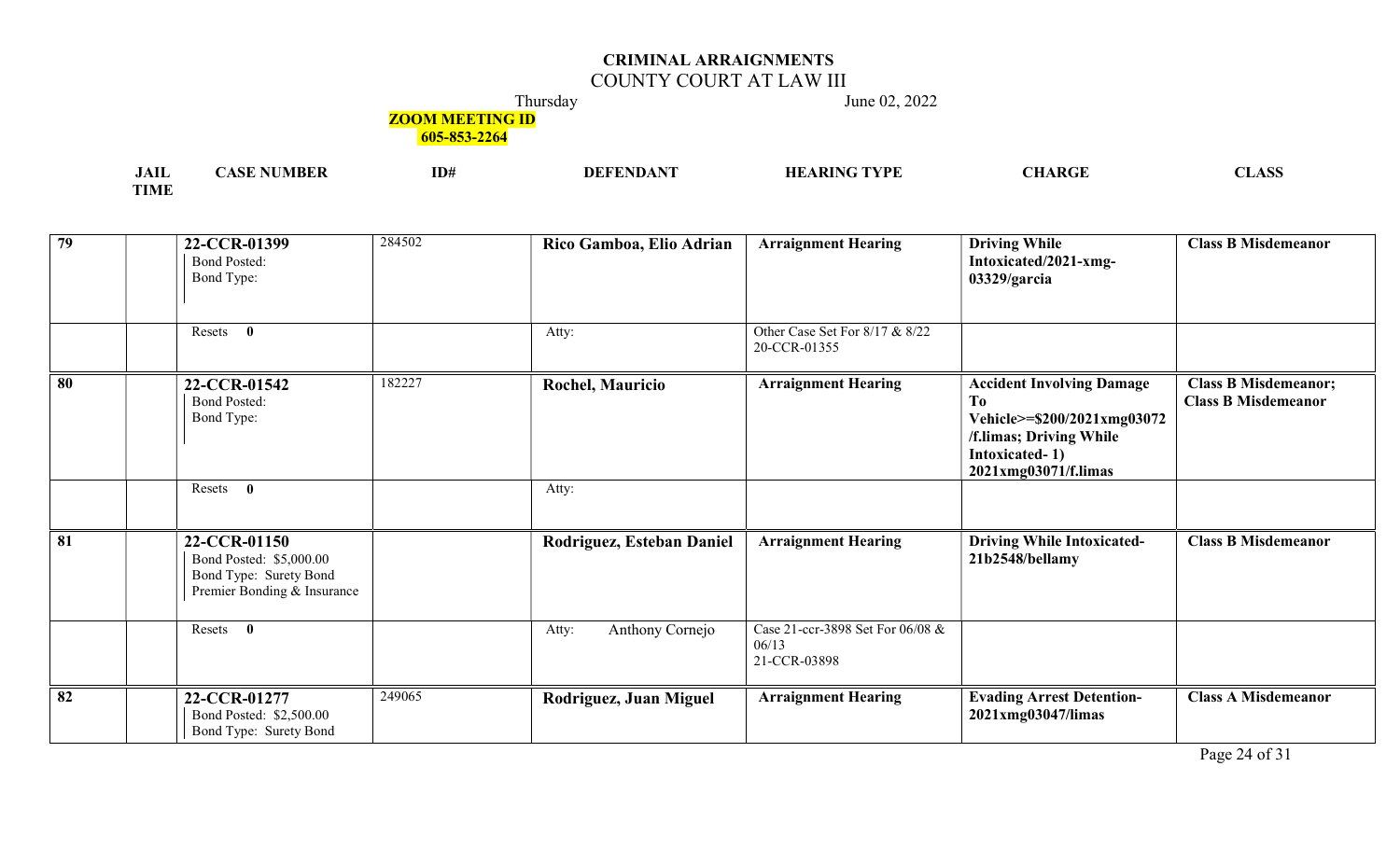# CRIMINAL ARRAIGNMENTS

## COUNTY COURT AT LAW III

Thursday June 02, 2022

**ZOOM MEETING ID 605-853-2264**

| JAIL TIME | | CASE NUMBER | ID# | DEFENDANT | HEARING TYPE | CHARGE | CLASS |
|---|---|---|---|---|---|---|---|
| **79** | | **22-CCR-01399**<br>Bond Posted:<br>Bond Type: | 284502 | **Rico Gamboa, Elio Adrian** | **Arraignment Hearing** | **Driving While Intoxicated/2021-xmg-03329/garcia** | **Class B Misdemeanor** |
| | | Resets **0** | | Atty: | Other Case Set For 8/17 & 8/22<br>20-CCR-01355 | | |
| **80** | | **22-CCR-01542**<br>Bond Posted:<br>Bond Type: | 182227 | **Rochel, Mauricio** | **Arraignment Hearing** | **Accident Involving Damage To Vehicle>=$200/2021xmg03072/f.limas; Driving While Intoxicated- 1) 2021xmg03071/f.limas** | **Class B Misdemeanor; Class B Misdemeanor** |
| | | Resets **0** | | Atty: | | | |
| **81** | | **22-CCR-01150**<br>Bond Posted: $5,000.00<br>Bond Type: Surety Bond<br>Premier Bonding & Insurance | | **Rodriguez, Esteban Daniel** | **Arraignment Hearing** | **Driving While Intoxicated-21b2548/bellamy** | **Class B Misdemeanor** |
| | | Resets **0** | | Atty: Anthony Cornejo | Case 21-ccr-3898 Set For 06/08 & 06/13<br>21-CCR-03898 | | |
| **82** | | **22-CCR-01277**<br>Bond Posted: $2,500.00<br>Bond Type: Surety Bond | 249065 | **Rodriguez, Juan Miguel** | **Arraignment Hearing** | **Evading Arrest Detention-2021xmg03047/limas** | **Class A Misdemeanor** |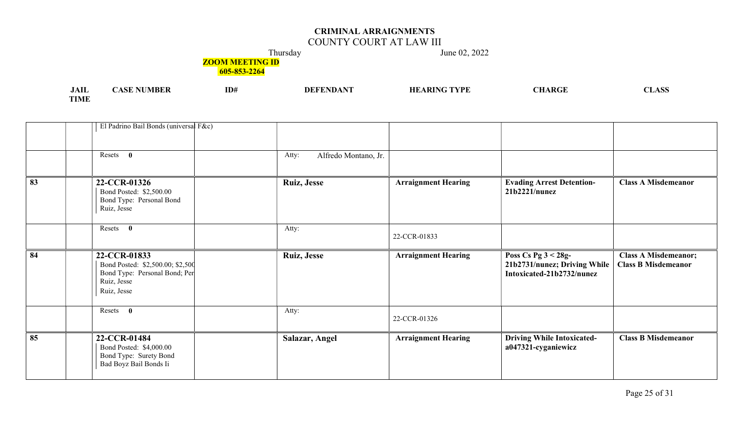# CRIMINAL ARRAIGNMENTS

COUNTY COURT AT LAW III

Thursday June 02, 2022

**ZOOM MEETING ID 605-853-2264**

| JAIL TIME | | CASE NUMBER | ID# | DEFENDANT | HEARING TYPE | CHARGE | CLASS |
|---|---|---|---|---|---|---|---|
| | | El Padrino Bail Bonds (universal F&c) | | | | | |
| | | Resets **0** | | Atty: Alfredo Montano, Jr. | | | |
| **83** | | **22-CCR-01326**<br>Bond Posted: $2,500.00<br>Bond Type: Personal Bond<br>Ruiz, Jesse | | **Ruiz, Jesse** | **Arraignment Hearing** | **Evading Arrest Detention-21b2221/nunez** | **Class A Misdemeanor** |
| | | Resets **0** | | Atty: | 22-CCR-01833 | | |
| **84** | | **22-CCR-01833**<br>Bond Posted: $2,500.00; $2,500<br>Bond Type: Personal Bond; Per<br>Ruiz, Jesse<br>Ruiz, Jesse | | **Ruiz, Jesse** | **Arraignment Hearing** | **Poss Cs Pg 3 < 28g-21b2731/nunez; Driving While Intoxicated-21b2732/nunez** | **Class A Misdemeanor; Class B Misdemeanor** |
| | | Resets **0** | | Atty: | 22-CCR-01326 | | |
| **85** | | **22-CCR-01484**<br>Bond Posted: $4,000.00<br>Bond Type: Surety Bond<br>Bad Boyz Bail Bonds Ii | | **Salazar, Angel** | **Arraignment Hearing** | **Driving While Intoxicated-a047321-cyganiewicz** | **Class B Misdemeanor** |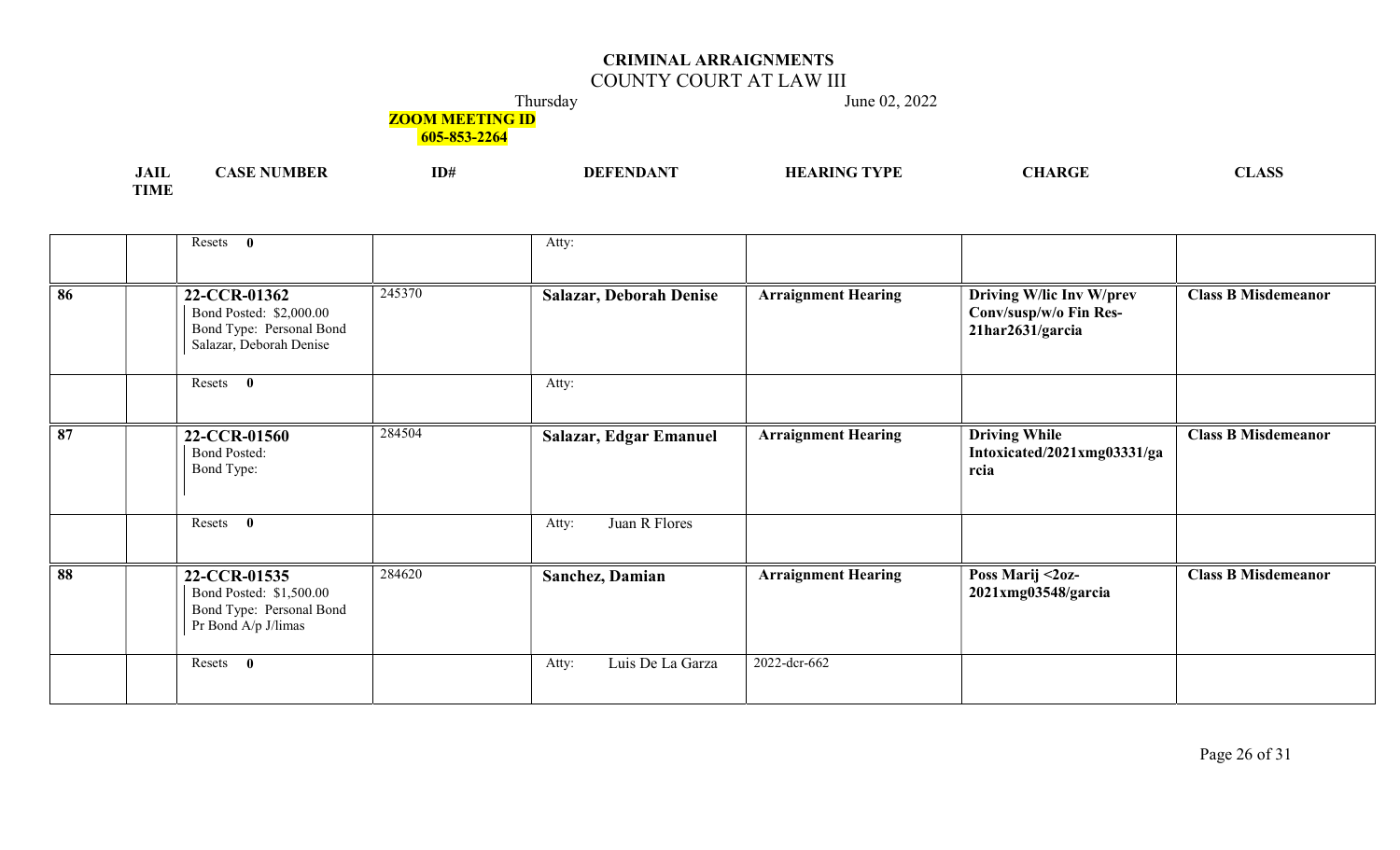**CRIMINAL ARRAIGNMENTS**

COUNTY COURT AT LAW III

Thursday June 02, 2022

**ZOOM MEETING ID**
**605-853-2264**

| | JAIL TIME | CASE NUMBER | ID# | DEFENDANT | HEARING TYPE | CHARGE | CLASS |
|---|---|---|---|---|---|---|---|
| | | Resets **0** | | Atty: | | | |
| **86** | | **22-CCR-01362**<br>Bond Posted: $2,000.00<br>Bond Type: Personal Bond<br>Salazar, Deborah Denise | 245370 | **Salazar, Deborah Denise** | **Arraignment Hearing** | **Driving W/lic Inv W/prev Conv/susp/w/o Fin Res-21har2631/garcia** | **Class B Misdemeanor** |
| | | Resets **0** | | Atty: | | | |
| **87** | | **22-CCR-01560**<br>Bond Posted:<br>Bond Type: | 284504 | **Salazar, Edgar Emanuel** | **Arraignment Hearing** | **Driving While Intoxicated/2021xmg03331/garcia** | **Class B Misdemeanor** |
| | | Resets **0** | | Atty: Juan R Flores | | | |
| **88** | | **22-CCR-01535**<br>Bond Posted: $1,500.00<br>Bond Type: Personal Bond<br>Pr Bond A/p J/limas | 284620 | **Sanchez, Damian** | **Arraignment Hearing** | **Poss Marij <2oz-2021xmg03548/garcia** | **Class B Misdemeanor** |
| | | Resets **0** | | Atty: Luis De La Garza | 2022-dcr-662 | | |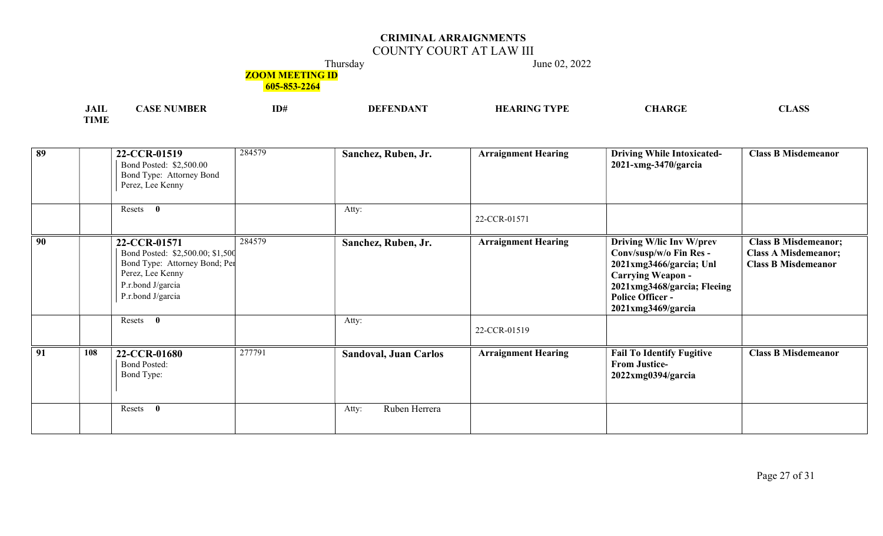# CRIMINAL ARRAIGNMENTS

## COUNTY COURT AT LAW III

Thursday June 02, 2022

**ZOOM MEETING ID**
**605-853-2264**

| | JAIL TIME | CASE NUMBER | ID# | DEFENDANT | HEARING TYPE | CHARGE | CLASS |
|---|---|---|---|---|---|---|---|
| **89** | | **22-CCR-01519**<br>Bond Posted: $2,500.00<br>Bond Type: Attorney Bond<br>Perez, Lee Kenny | 284579 | **Sanchez, Ruben, Jr.** | **Arraignment Hearing** | **Driving While Intoxicated-2021-xmg-3470/garcia** | **Class B Misdemeanor** |
| | | Resets **0** | | Atty: | 22-CCR-01571 | | |
| **90** | | **22-CCR-01571**<br>Bond Posted: $2,500.00; $1,500<br>Bond Type: Attorney Bond; Per<br>Perez, Lee Kenny<br>P.r.bond J/garcia<br>P.r.bond J/garcia | 284579 | **Sanchez, Ruben, Jr.** | **Arraignment Hearing** | **Driving W/lic Inv W/prev Conv/susp/w/o Fin Res - 2021xmg3466/garcia; Unl Carrying Weapon - 2021xmg3468/garcia; Fleeing Police Officer - 2021xmg3469/garcia** | **Class B Misdemeanor; Class A Misdemeanor; Class B Misdemeanor** |
| | | Resets **0** | | Atty: | 22-CCR-01519 | | |
| **91** | **108** | **22-CCR-01680**<br>Bond Posted:<br>Bond Type: | 277791 | **Sandoval, Juan Carlos** | **Arraignment Hearing** | **Fail To Identify Fugitive From Justice-2022xmg0394/garcia** | **Class B Misdemeanor** |
| | | Resets **0** | | Atty: Ruben Herrera | | | |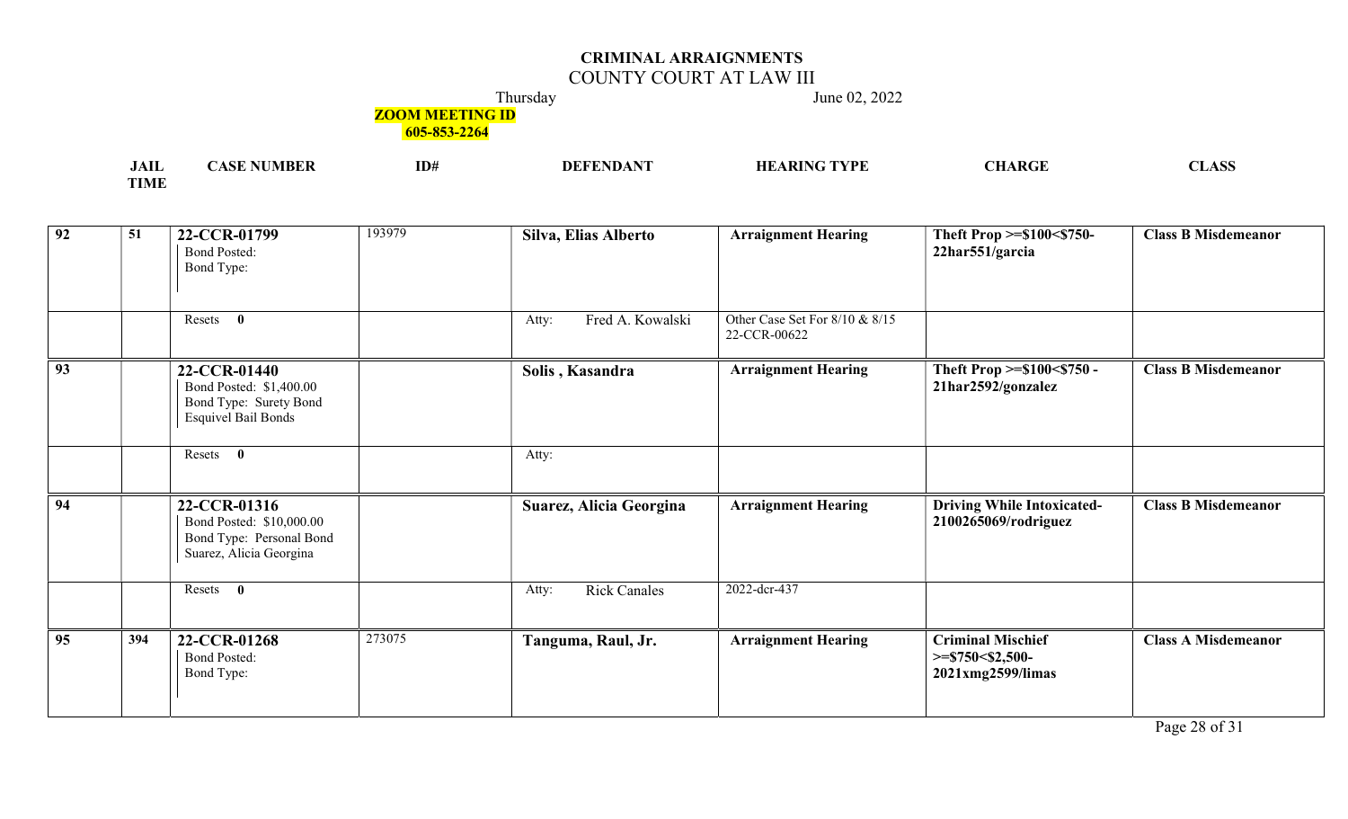# CRIMINAL ARRAIGNMENTS

## COUNTY COURT AT LAW III

Thursday June 02, 2022

**ZOOM MEETING ID 605-853-2264**

| | JAIL TIME | CASE NUMBER | ID# | DEFENDANT | HEARING TYPE | CHARGE | CLASS |
|---|---|---|---|---|---|---|---|
| 92 | 51 | **22-CCR-01799** Bond Posted: Bond Type: | 193979 | **Silva, Elias Alberto** | **Arraignment Hearing** | **Theft Prop >=$100<$750- 22har551/garcia** | **Class B Misdemeanor** |
| | | Resets **0** | | Atty: Fred A. Kowalski | Other Case Set For 8/10 & 8/15 22-CCR-00622 | | |
| 93 | | **22-CCR-01440** Bond Posted: $1,400.00 Bond Type: Surety Bond Esquivel Bail Bonds | | **Solis , Kasandra** | **Arraignment Hearing** | **Theft Prop >=$100<$750 - 21har2592/gonzalez** | **Class B Misdemeanor** |
| | | Resets **0** | | Atty: | | | |
| 94 | | **22-CCR-01316** Bond Posted: $10,000.00 Bond Type: Personal Bond Suarez, Alicia Georgina | | **Suarez, Alicia Georgina** | **Arraignment Hearing** | **Driving While Intoxicated- 2100265069/rodriguez** | **Class B Misdemeanor** |
| | | Resets **0** | | Atty: Rick Canales | 2022-dcr-437 | | |
| 95 | 394 | **22-CCR-01268** Bond Posted: Bond Type: | 273075 | **Tanguma, Raul, Jr.** | **Arraignment Hearing** | **Criminal Mischief >=$750<$2,500- 2021xmg2599/limas** | **Class A Misdemeanor** |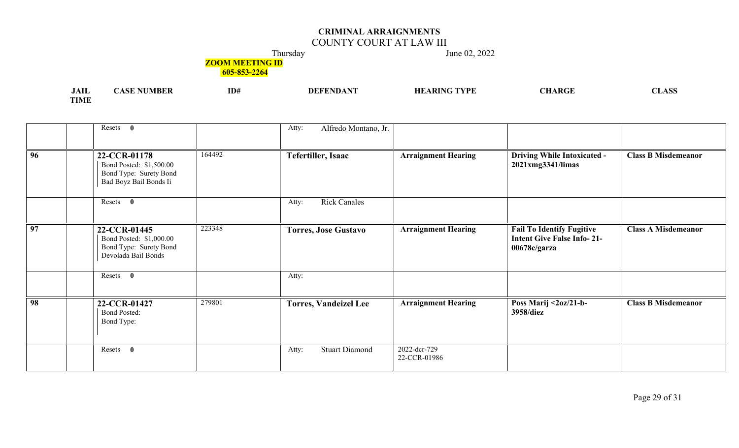# CRIMINAL ARRAIGNMENTS

## COUNTY COURT AT LAW III

Thursday June 02, 2022

**ZOOM MEETING ID**
**605-853-2264**

| JAIL | TIME | CASE NUMBER | ID# | DEFENDANT | HEARING TYPE | CHARGE | CLASS |
|---|---|---|---|---|---|---|---|
| | | Resets **0** | | Atty: Alfredo Montano, Jr. | | | |
| **96** | | **22-CCR-01178** Bond Posted: $1,500.00 Bond Type: Surety Bond Bad Boyz Bail Bonds Ii | 164492 | **Tefertiller, Isaac** | **Arraignment Hearing** | **Driving While Intoxicated - 2021xmg3341/limas** | **Class B Misdemeanor** |
| | | Resets **0** | | Atty: Rick Canales | | | |
| **97** | | **22-CCR-01445** Bond Posted: $1,000.00 Bond Type: Surety Bond Devolada Bail Bonds | 223348 | **Torres, Jose Gustavo** | **Arraignment Hearing** | **Fail To Identify Fugitive Intent Give False Info- 21-00678c/garza** | **Class A Misdemeanor** |
| | | Resets **0** | | Atty: | | | |
| **98** | | **22-CCR-01427** Bond Posted: Bond Type: | 279801 | **Torres, Vandeizel Lee** | **Arraignment Hearing** | **Poss Marij <2oz/21-b-3958/diez** | **Class B Misdemeanor** |
| | | Resets **0** | | Atty: Stuart Diamond | 2022-dcr-729 22-CCR-01986 | | |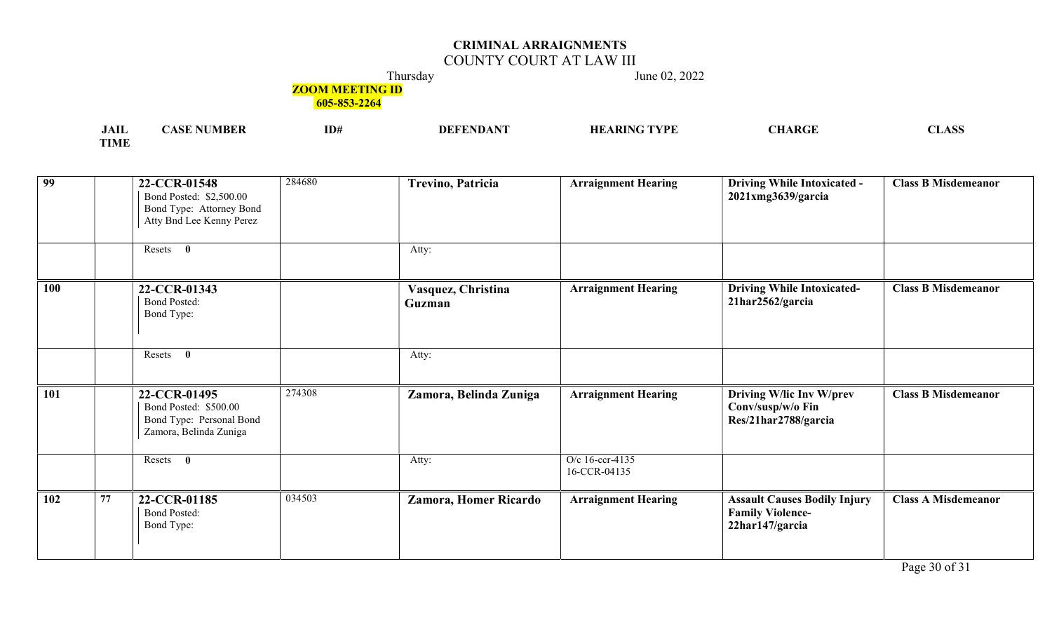# CRIMINAL ARRAIGNMENTS

## COUNTY COURT AT LAW III

Thursday June 02, 2022

**ZOOM MEETING ID**
**605-853-2264**

| | JAIL TIME | CASE NUMBER | ID# | DEFENDANT | HEARING TYPE | CHARGE | CLASS |
|---|---|---|---|---|---|---|---|
| 99 | | **22-CCR-01548**<br>Bond Posted: $2,500.00<br>Bond Type: Attorney Bond<br>Atty Bnd Lee Kenny Perez | 284680 | **Trevino, Patricia** | **Arraignment Hearing** | **Driving While Intoxicated - 2021xmg3639/garcia** | **Class B Misdemeanor** |
| | | Resets **0** | | Atty: | | | |
| 100 | | **22-CCR-01343**<br>Bond Posted:<br>Bond Type: | | **Vasquez, Christina Guzman** | **Arraignment Hearing** | **Driving While Intoxicated-21har2562/garcia** | **Class B Misdemeanor** |
| | | Resets **0** | | Atty: | | | |
| 101 | | **22-CCR-01495**<br>Bond Posted: $500.00<br>Bond Type: Personal Bond<br>Zamora, Belinda Zuniga | 274308 | **Zamora, Belinda Zuniga** | **Arraignment Hearing** | **Driving W/lic Inv W/prev Conv/susp/w/o Fin Res/21har2788/garcia** | **Class B Misdemeanor** |
| | | Resets **0** | | Atty: | O/c 16-ccr-4135<br>16-CCR-04135 | | |
| 102 | 77 | **22-CCR-01185**<br>Bond Posted:<br>Bond Type: | 034503 | **Zamora, Homer Ricardo** | **Arraignment Hearing** | **Assault Causes Bodily Injury Family Violence-22har147/garcia** | **Class A Misdemeanor** |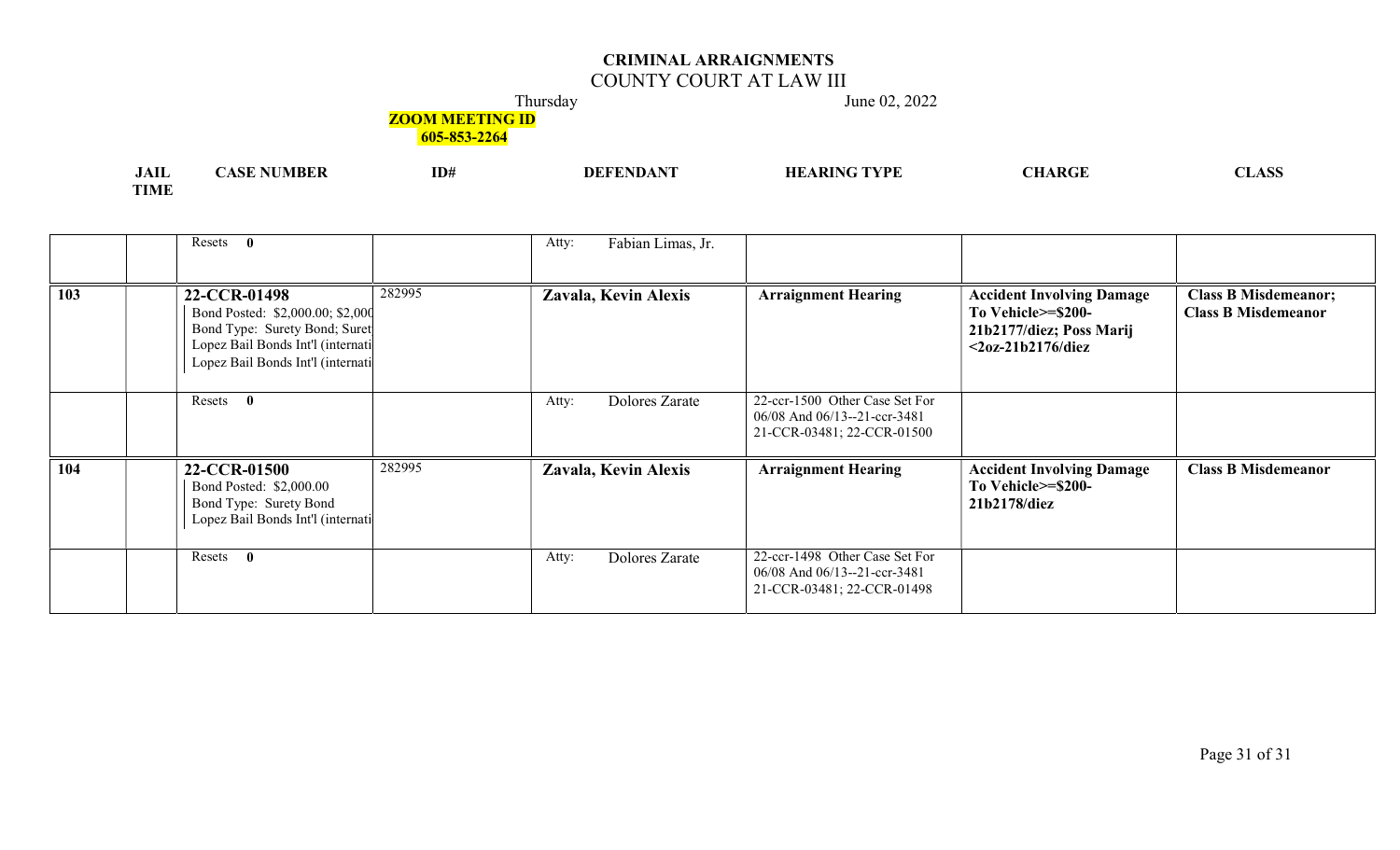# CRIMINAL ARRAIGNMENTS

COUNTY COURT AT LAW III

Thursday June 02, 2022

**ZOOM MEETING ID**
**605-853-2264**

| JAIL TIME | | CASE NUMBER | ID# | DEFENDANT | HEARING TYPE | CHARGE | CLASS |
|---|---|---|---|---|---|---|---|
| | | Resets **0** | | Atty: Fabian Limas, Jr. | | | |
| **103** | | **22-CCR-01498** Bond Posted: $2,000.00; $2,000 Bond Type: Surety Bond; Suret Lopez Bail Bonds Int'l (internati Lopez Bail Bonds Int'l (internati | 282995 | **Zavala, Kevin Alexis** | **Arraignment Hearing** | **Accident Involving Damage To Vehicle>=$200-21b2177/diez; Poss Marij <2oz-21b2176/diez** | **Class B Misdemeanor; Class B Misdemeanor** |
| | | Resets **0** | | Atty: Dolores Zarate | 22-ccr-1500 Other Case Set For 06/08 And 06/13--21-ccr-3481 21-CCR-03481; 22-CCR-01500 | | |
| **104** | | **22-CCR-01500** Bond Posted: $2,000.00 Bond Type: Surety Bond Lopez Bail Bonds Int'l (internati | 282995 | **Zavala, Kevin Alexis** | **Arraignment Hearing** | **Accident Involving Damage To Vehicle>=$200-21b2178/diez** | **Class B Misdemeanor** |
| | | Resets **0** | | Atty: Dolores Zarate | 22-ccr-1498 Other Case Set For 06/08 And 06/13--21-ccr-3481 21-CCR-03481; 22-CCR-01498 | | |